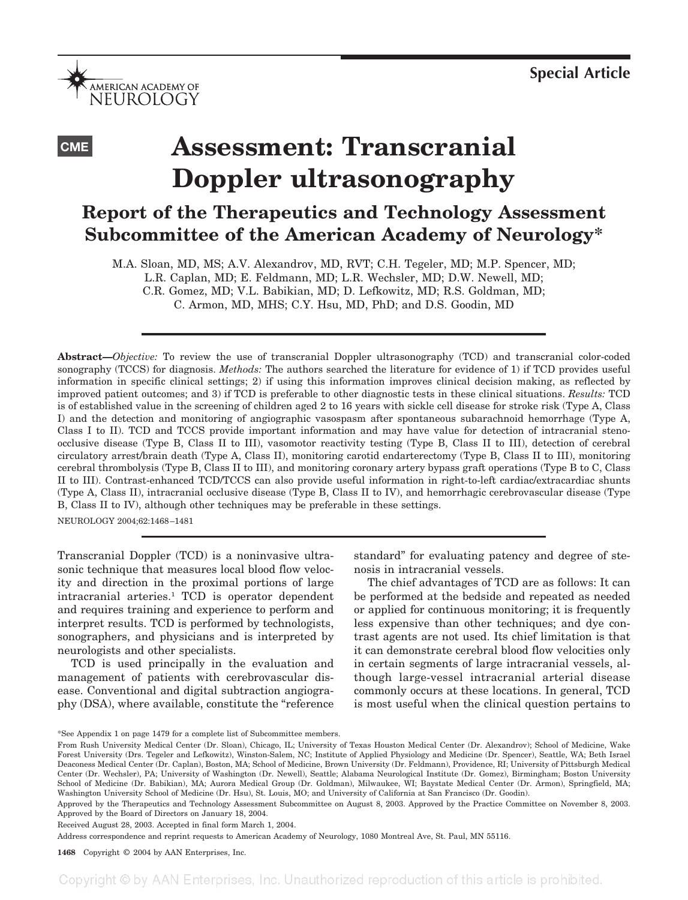Special Article

CME

# Assessment: Transcranial Doppler ultrasonography

## Report of the Therapeutics and Technology Assessment Subcommittee of the American Academy of Neurology*

M.A. Sloan, MD, MS; A.V. Alexandrov, MD, RVT; C.H. Tegeler, MD; M.P. Spencer, MD; L.R. Caplan, MD; E. Feldmann, MD; L.R. Wechsler, MD; D.W. Newell, MD; C.R. Gomez, MD; V.L. Babikian, MD; D. Lefkowitz, MD; R.S. Goldman, MD; C. Armon, MD, MHS; C.Y. Hsu, MD, PhD; and D.S. Goodin, MD

**Abstract**—*Objective:* To review the use of transcranial Doppler ultrasonography (TCD) and transcranial color-coded sonography (TCCS) for diagnosis. *Methods:* The authors searched the literature for evidence of 1) if TCD provides useful information in specific clinical settings; 2) if using this information improves clinical decision making, as reflected by improved patient outcomes; and 3) if TCD is preferable to other diagnostic tests in these clinical situations. *Results:* TCD is of established value in the screening of children aged 2 to 16 years with sickle cell disease for stroke risk (Type A, Class I) and the detection and monitoring of angiographic vasospasm after spontaneous subarachnoid hemorrhage (Type A, Class I to II). TCD and TCCS provide important information and may have value for detection of intracranial steno-occlusive disease (Type B, Class II to III), vasomotor reactivity testing (Type B, Class II to III), detection of cerebral circulatory arrest/brain death (Type A, Class II), monitoring carotid endarterectomy (Type B, Class II to III), monitoring cerebral thrombolysis (Type B, Class II to III), and monitoring coronary artery bypass graft operations (Type B to C, Class II to III). Contrast-enhanced TCD/TCCS can also provide useful information in right-to-left cardiac/extracardiac shunts (Type A, Class II), intracranial occlusive disease (Type B, Class II to IV), and hemorrhagic cerebrovascular disease (Type B, Class II to IV), although other techniques may be preferable in these settings.

NEUROLOGY 2004;62:1468–1481

Transcranial Doppler (TCD) is a noninvasive ultrasonic technique that measures local blood flow velocity and direction in the proximal portions of large intracranial arteries.[1] TCD is operator dependent and requires training and experience to perform and interpret results. TCD is performed by technologists, sonographers, and physicians and is interpreted by neurologists and other specialists.

TCD is used principally in the evaluation and management of patients with cerebrovascular disease. Conventional and digital subtraction angiography (DSA), where available, constitute the "reference standard" for evaluating patency and degree of stenosis in intracranial vessels.

The chief advantages of TCD are as follows: It can be performed at the bedside and repeated as needed or applied for continuous monitoring; it is frequently less expensive than other techniques; and dye contrast agents are not used. Its chief limitation is that it can demonstrate cerebral blood flow velocities only in certain segments of large intracranial vessels, although large-vessel intracranial arterial disease commonly occurs at these locations. In general, TCD is most useful when the clinical question pertains to

*See Appendix 1 on page 1479 for a complete list of Subcommittee members.

From Rush University Medical Center (Dr. Sloan), Chicago, IL; University of Texas Houston Medical Center (Dr. Alexandrov); School of Medicine, Wake Forest University (Drs. Tegeler and Lefkowitz), Winston-Salem, NC; Institute of Applied Physiology and Medicine (Dr. Spencer), Seattle, WA; Beth Israel Deaconess Medical Center (Dr. Caplan), Boston, MA; School of Medicine, Brown University (Dr. Feldmann), Providence, RI; University of Pittsburgh Medical Center (Dr. Wechsler), PA; University of Washington (Dr. Newell), Seattle; Alabama Neurological Institute (Dr. Gomez), Birmingham; Boston University School of Medicine (Dr. Babikian), MA; Aurora Medical Group (Dr. Goldman), Milwaukee, WI; Baystate Medical Center (Dr. Armon), Springfield, MA; Washington University School of Medicine (Dr. Hsu), St. Louis, MO; and University of California at San Francisco (Dr. Goodin).

Approved by the Therapeutics and Technology Assessment Subcommittee on August 8, 2003. Approved by the Practice Committee on November 8, 2003. Approved by the Board of Directors on January 18, 2004.

Received August 28, 2003. Accepted in final form March 1, 2004.

Address correspondence and reprint requests to American Academy of Neurology, 1080 Montreal Ave, St. Paul, MN 55116.

Copyright © 2004 by AAN Enterprises, Inc.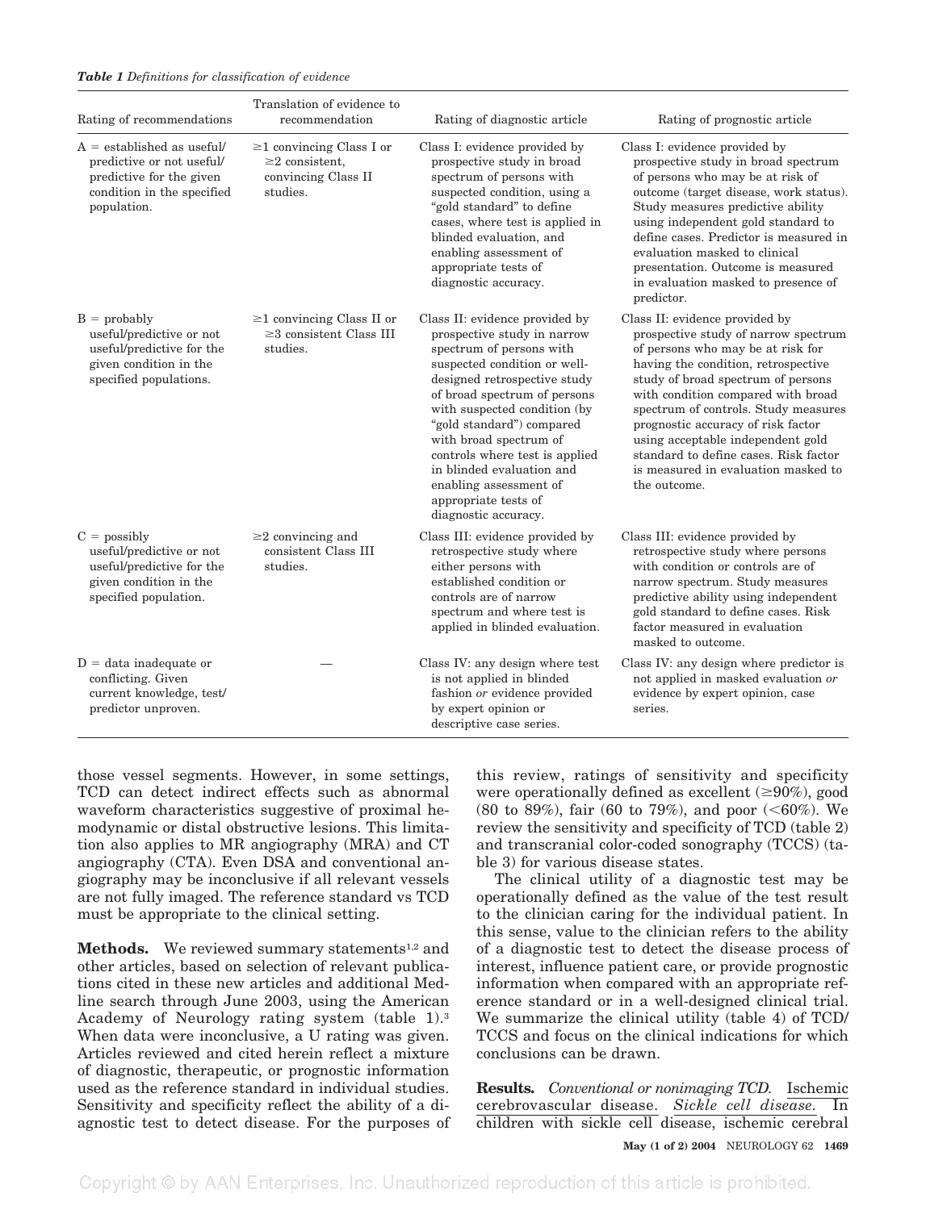*Table 1 Definitions for classification of evidence*

| Rating of recommendations | Translation of evidence to recommendation | Rating of diagnostic article | Rating of prognostic article |
|---|---|---|---|
| A = established as useful/predictive or not useful/predictive for the given condition in the specified population. | ≥1 convincing Class I or ≥2 consistent, convincing Class II studies. | Class I: evidence provided by prospective study in broad spectrum of persons with suspected condition, using a "gold standard" to define cases, where test is applied in blinded evaluation, and enabling assessment of appropriate tests of diagnostic accuracy. | Class I: evidence provided by prospective study in broad spectrum of persons who may be at risk of outcome (target disease, work status). Study measures predictive ability using independent gold standard to define cases. Predictor is measured in evaluation masked to clinical presentation. Outcome is measured in evaluation masked to presence of predictor. |
| B = probably useful/predictive or not useful/predictive for the given condition in the specified populations. | ≥1 convincing Class II or ≥3 consistent Class III studies. | Class II: evidence provided by prospective study in narrow spectrum of persons with suspected condition or well-designed retrospective study of broad spectrum of persons with suspected condition (by "gold standard") compared with broad spectrum of controls where test is applied in blinded evaluation and enabling assessment of appropriate tests of diagnostic accuracy. | Class II: evidence provided by prospective study of narrow spectrum of persons who may be at risk for having the condition, retrospective study of broad spectrum of persons with condition compared with broad spectrum of controls. Study measures prognostic accuracy of risk factor using acceptable independent gold standard to define cases. Risk factor is measured in evaluation masked to the outcome. |
| C = possibly useful/predictive or not useful/predictive for the given condition in the specified population. | ≥2 convincing and consistent Class III studies. | Class III: evidence provided by retrospective study where either persons with established condition or controls are of narrow spectrum and where test is applied in blinded evaluation. | Class III: evidence provided by retrospective study where persons with condition or controls are of narrow spectrum. Study measures predictive ability using independent gold standard to define cases. Risk factor measured in evaluation masked to outcome. |
| D = data inadequate or conflicting. Given current knowledge, test/predictor unproven. | — | Class IV: any design where test is not applied in blinded fashion *or* evidence provided by expert opinion or descriptive case series. | Class IV: any design where predictor is not applied in masked evaluation *or* evidence by expert opinion, case series. |

those vessel segments. However, in some settings, TCD can detect indirect effects such as abnormal waveform characteristics suggestive of proximal hemodynamic or distal obstructive lesions. This limitation also applies to MR angiography (MRA) and CT angiography (CTA). Even DSA and conventional angiography may be inconclusive if all relevant vessels are not fully imaged. The reference standard vs TCD must be appropriate to the clinical setting.

**Methods.** We reviewed summary statements[1,2] and other articles, based on selection of relevant publications cited in these new articles and additional Medline search through June 2003, using the American Academy of Neurology rating system (table 1).[3] When data were inconclusive, a U rating was given. Articles reviewed and cited herein reflect a mixture of diagnostic, therapeutic, or prognostic information used as the reference standard in individual studies. Sensitivity and specificity reflect the ability of a diagnostic test to detect disease. For the purposes of this review, ratings of sensitivity and specificity were operationally defined as excellent (≥90%), good (80 to 89%), fair (60 to 79%), and poor (<60%). We review the sensitivity and specificity of TCD (table 2) and transcranial color-coded sonography (TCCS) (table 3) for various disease states.

The clinical utility of a diagnostic test may be operationally defined as the value of the test result to the clinician caring for the individual patient. In this sense, value to the clinician refers to the ability of a diagnostic test to detect the disease process of interest, influence patient care, or provide prognostic information when compared with an appropriate reference standard or in a well-designed clinical trial. We summarize the clinical utility (table 4) of TCD/TCCS and focus on the clinical indications for which conclusions can be drawn.

**Results.** *Conventional or nonimaging TCD.* Ischemic cerebrovascular disease. *Sickle cell disease.* In children with sickle cell disease, ischemic cerebral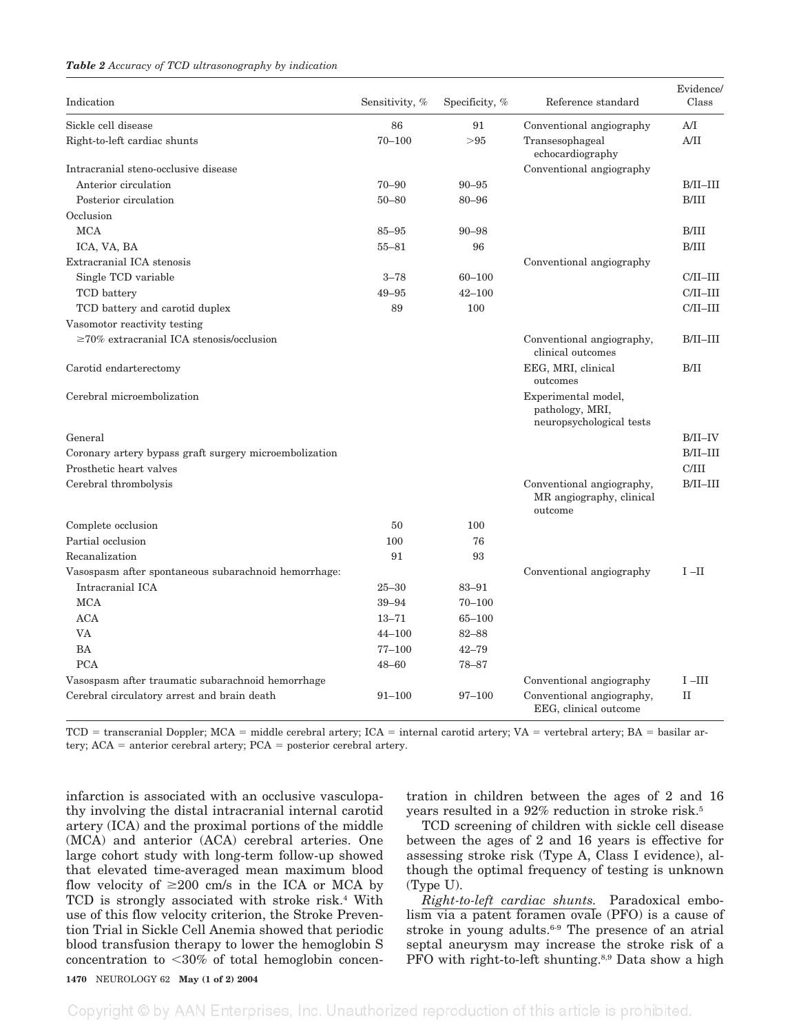*Table 2 Accuracy of TCD ultrasonography by indication*

| Indication | Sensitivity, % | Specificity, % | Reference standard | Evidence/ Class |
|---|---|---|---|---|
| Sickle cell disease | 86 | 91 | Conventional angiography | A/I |
| Right-to-left cardiac shunts | 70–100 | >95 | Transesophageal echocardiography | A/II |
| Intracranial steno-occlusive disease | | | Conventional angiography | |
| Anterior circulation | 70–90 | 90–95 | | B/II–III |
| Posterior circulation | 50–80 | 80–96 | | B/III |
| Occlusion | | | | |
| MCA | 85–95 | 90–98 | | B/III |
| ICA, VA, BA | 55–81 | 96 | | B/III |
| Extracranial ICA stenosis | | | Conventional angiography | |
| Single TCD variable | 3–78 | 60–100 | | C/II–III |
| TCD battery | 49–95 | 42–100 | | C/II–III |
| TCD battery and carotid duplex | 89 | 100 | | C/II–III |
| Vasomotor reactivity testing | | | | |
| ≥70% extracranial ICA stenosis/occlusion | | | Conventional angiography, clinical outcomes | B/II–III |
| Carotid endarterectomy | | | EEG, MRI, clinical outcomes | B/II |
| Cerebral microembolization | | | Experimental model, pathology, MRI, neuropsychological tests | |
| General | | | | B/II–IV |
| Coronary artery bypass graft surgery microembolization | | | | B/II–III |
| Prosthetic heart valves | | | | C/III |
| Cerebral thrombolysis | | | Conventional angiography, MR angiography, clinical outcome | B/II–III |
| Complete occlusion | 50 | 100 | | |
| Partial occlusion | 100 | 76 | | |
| Recanalization | 91 | 93 | | |
| Vasospasm after spontaneous subarachnoid hemorrhage: | | | Conventional angiography | I –II |
| Intracranial ICA | 25–30 | 83–91 | | |
| MCA | 39–94 | 70–100 | | |
| ACA | 13–71 | 65–100 | | |
| VA | 44–100 | 82–88 | | |
| BA | 77–100 | 42–79 | | |
| PCA | 48–60 | 78–87 | | |
| Vasospasm after traumatic subarachnoid hemorrhage | | | Conventional angiography | I –III |
| Cerebral circulatory arrest and brain death | 91–100 | 97–100 | Conventional angiography, EEG, clinical outcome | II |

TCD = transcranial Doppler; MCA = middle cerebral artery; ICA = internal carotid artery; VA = vertebral artery; BA = basilar artery; ACA = anterior cerebral artery; PCA = posterior cerebral artery.

infarction is associated with an occlusive vasculopathy involving the distal intracranial internal carotid artery (ICA) and the proximal portions of the middle (MCA) and anterior (ACA) cerebral arteries. One large cohort study with long-term follow-up showed that elevated time-averaged mean maximum blood flow velocity of ≥200 cm/s in the ICA or MCA by TCD is strongly associated with stroke risk.[4] With use of this flow velocity criterion, the Stroke Prevention Trial in Sickle Cell Anemia showed that periodic blood transfusion therapy to lower the hemoglobin S concentration to <30% of total hemoglobin concentration in children between the ages of 2 and 16 years resulted in a 92% reduction in stroke risk.[5]

TCD screening of children with sickle cell disease between the ages of 2 and 16 years is effective for assessing stroke risk (Type A, Class I evidence), although the optimal frequency of testing is unknown (Type U).

*Right-to-left cardiac shunts.* Paradoxical embolism via a patent foramen ovale (PFO) is a cause of stroke in young adults.[6-9] The presence of an atrial septal aneurysm may increase the stroke risk of a PFO with right-to-left shunting.[8,9] Data show a high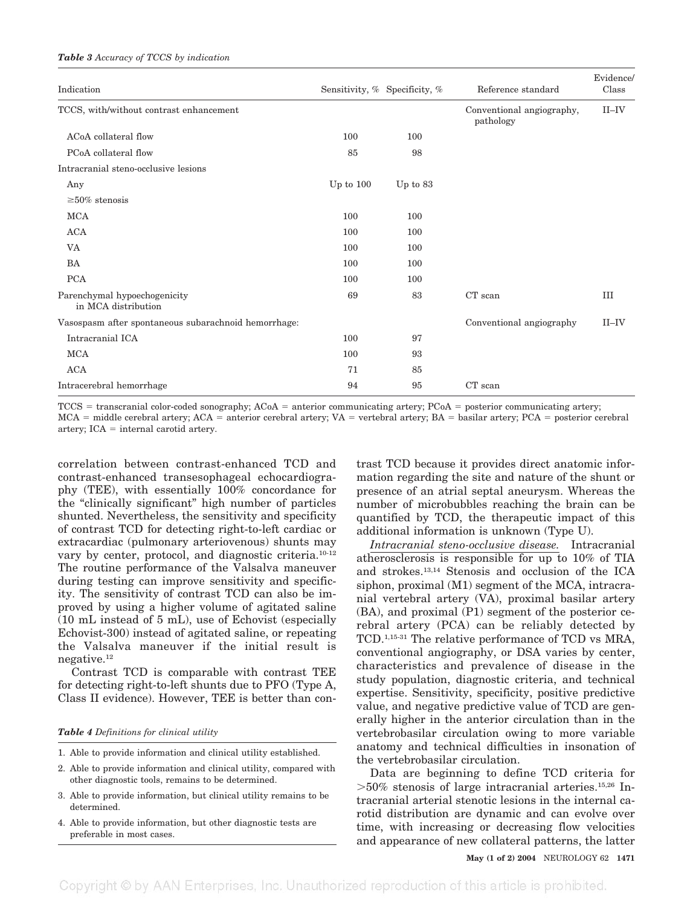***Table 3*** *Accuracy of TCCS by indication*

| Indication | Sensitivity, % | Specificity, % | Reference standard | Evidence/ Class |
|---|---|---|---|---|
| TCCS, with/without contrast enhancement | | | Conventional angiography, pathology | II–IV |
| ACoA collateral flow | 100 | 100 | | |
| PCoA collateral flow | 85 | 98 | | |
| Intracranial steno-occlusive lesions | | | | |
| Any | Up to 100 | Up to 83 | | |
| ≥50% stenosis | | | | |
| MCA | 100 | 100 | | |
| ACA | 100 | 100 | | |
| VA | 100 | 100 | | |
| BA | 100 | 100 | | |
| PCA | 100 | 100 | | |
| Parenchymal hypoechogenicity in MCA distribution | 69 | 83 | CT scan | III |
| Vasospasm after spontaneous subarachnoid hemorrhage: | | | Conventional angiography | II–IV |
| Intracranial ICA | 100 | 97 | | |
| MCA | 100 | 93 | | |
| ACA | 71 | 85 | | |
| Intracerebral hemorrhage | 94 | 95 | CT scan | |

TCCS = transcranial color-coded sonography; ACoA = anterior communicating artery; PCoA = posterior communicating artery; MCA = middle cerebral artery; ACA = anterior cerebral artery; VA = vertebral artery; BA = basilar artery; PCA = posterior cerebral artery; ICA = internal carotid artery.

correlation between contrast-enhanced TCD and contrast-enhanced transesophageal echocardiography (TEE), with essentially 100% concordance for the "clinically significant" high number of particles shunted. Nevertheless, the sensitivity and specificity of contrast TCD for detecting right-to-left cardiac or extracardiac (pulmonary arteriovenous) shunts may vary by center, protocol, and diagnostic criteria.[10-12] The routine performance of the Valsalva maneuver during testing can improve sensitivity and specificity. The sensitivity of contrast TCD can also be improved by using a higher volume of agitated saline (10 mL instead of 5 mL), use of Echovist (especially Echovist-300) instead of agitated saline, or repeating the Valsalva maneuver if the initial result is negative.[12]

Contrast TCD is comparable with contrast TEE for detecting right-to-left shunts due to PFO (Type A, Class II evidence). However, TEE is better than contrast TCD because it provides direct anatomic information regarding the site and nature of the shunt or presence of an atrial septal aneurysm. Whereas the number of microbubbles reaching the brain can be quantified by TCD, the therapeutic impact of this additional information is unknown (Type U).

*Intracranial steno-occlusive disease.* Intracranial atherosclerosis is responsible for up to 10% of TIA and strokes.[13,14] Stenosis and occlusion of the ICA siphon, proximal (M1) segment of the MCA, intracranial vertebral artery (VA), proximal basilar artery (BA), and proximal (P1) segment of the posterior cerebral artery (PCA) can be reliably detected by TCD.[1,15-31] The relative performance of TCD vs MRA, conventional angiography, or DSA varies by center, characteristics and prevalence of disease in the study population, diagnostic criteria, and technical expertise. Sensitivity, specificity, positive predictive value, and negative predictive value of TCD are generally higher in the anterior circulation than in the vertebrobasilar circulation owing to more variable anatomy and technical difficulties in insonation of the vertebrobasilar circulation.

Data are beginning to define TCD criteria for >50% stenosis of large intracranial arteries.[15,26] Intracranial arterial stenotic lesions in the internal carotid distribution are dynamic and can evolve over time, with increasing or decreasing flow velocities and appearance of new collateral patterns, the latter

***Table 4*** *Definitions for clinical utility*

1. Able to provide information and clinical utility established.
2. Able to provide information and clinical utility, compared with other diagnostic tools, remains to be determined.
3. Able to provide information, but clinical utility remains to be determined.
4. Able to provide information, but other diagnostic tests are preferable in most cases.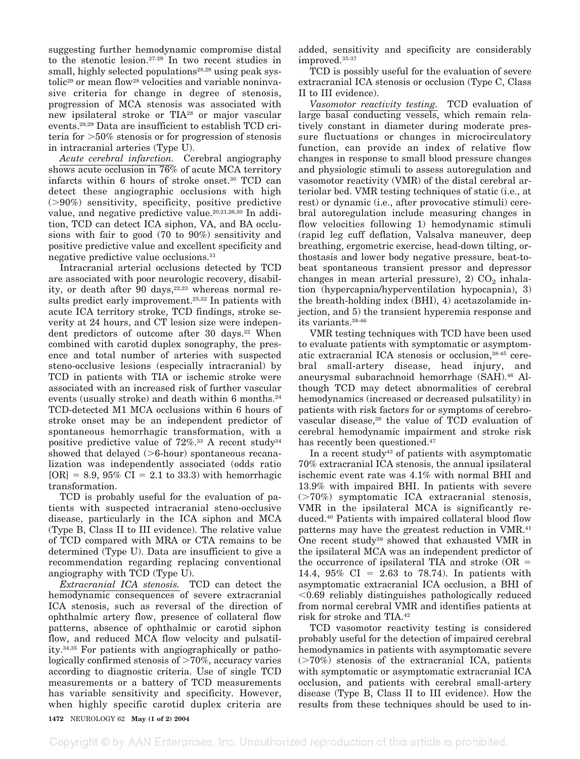suggesting further hemodynamic compromise distal to the stenotic lesion.[27-29] In two recent studies in small, highly selected populations[28,29] using peak systolic[29] or mean flow[28] velocities and variable noninvasive criteria for change in degree of stenosis, progression of MCA stenosis was associated with new ipsilateral stroke or TIA[28] or major vascular events.[28,29] Data are insufficient to establish TCD criteria for >50% stenosis or for progression of stenosis in intracranial arteries (Type U).

*Acute cerebral infarction.* Cerebral angiography shows acute occlusion in 76% of acute MCA territory infarcts within 6 hours of stroke onset.[30] TCD can detect these angiographic occlusions with high (>90%) sensitivity, specificity, positive predictive value, and negative predictive value.[20,21,26,30] In addition, TCD can detect ICA siphon, VA, and BA occlusions with fair to good (70 to 90%) sensitivity and positive predictive value and excellent specificity and negative predictive value occlusions.[31]

Intracranial arterial occlusions detected by TCD are associated with poor neurologic recovery, disability, or death after 90 days,[22,23] whereas normal results predict early improvement.[25,32] In patients with acute ICA territory stroke, TCD findings, stroke severity at 24 hours, and CT lesion size were independent predictors of outcome after 30 days.[22] When combined with carotid duplex sonography, the presence and total number of arteries with suspected steno-occlusive lesions (especially intracranial) by TCD in patients with TIA or ischemic stroke were associated with an increased risk of further vascular events (usually stroke) and death within 6 months.[24] TCD-detected M1 MCA occlusions within 6 hours of stroke onset may be an independent predictor of spontaneous hemorrhagic transformation, with a positive predictive value of 72%.[33] A recent study[34] showed that delayed (>6-hour) spontaneous recanalization was independently associated (odds ratio [OR] = 8.9, 95% CI = 2.1 to 33.3) with hemorrhagic transformation.

TCD is probably useful for the evaluation of patients with suspected intracranial steno-occlusive disease, particularly in the ICA siphon and MCA (Type B, Class II to III evidence). The relative value of TCD compared with MRA or CTA remains to be determined (Type U). Data are insufficient to give a recommendation regarding replacing conventional angiography with TCD (Type U).

*Extracranial ICA stenosis.* TCD can detect the hemodynamic consequences of severe extracranial ICA stenosis, such as reversal of the direction of ophthalmic artery flow, presence of collateral flow patterns, absence of ophthalmic or carotid siphon flow, and reduced MCA flow velocity and pulsatility.[34,35] For patients with angiographically or pathologically confirmed stenosis of >70%, accuracy varies according to diagnostic criteria. Use of single TCD measurements or a battery of TCD measurements has variable sensitivity and specificity. However, when highly specific carotid duplex criteria are added, sensitivity and specificity are considerably improved.[35-37]

TCD is possibly useful for the evaluation of severe extracranial ICA stenosis or occlusion (Type C, Class II to III evidence).

*Vasomotor reactivity testing.* TCD evaluation of large basal conducting vessels, which remain relatively constant in diameter during moderate pressure fluctuations or changes in microcirculatory function, can provide an index of relative flow changes in response to small blood pressure changes and physiologic stimuli to assess autoregulation and vasomotor reactivity (VMR) of the distal cerebral arteriolar bed. VMR testing techniques of static (i.e., at rest) or dynamic (i.e., after provocative stimuli) cerebral autoregulation include measuring changes in flow velocities following 1) hemodynamic stimuli (rapid leg cuff deflation, Valsalva maneuver, deep breathing, ergometric exercise, head-down tilting, orthostasis and lower body negative pressure, beat-to-beat spontaneous transient pressor and depressor changes in mean arterial pressure), 2) $CO_2$ inhalation (hypercapnia/hyperventilation hypocapnia), 3) the breath-holding index (BHI), 4) acetazolamide injection, and 5) the transient hyperemia response and its variants.[38-46]

VMR testing techniques with TCD have been used to evaluate patients with symptomatic or asymptomatic extracranial ICA stenosis or occlusion,[38-45] cerebral small-artery disease, head injury, and aneurysmal subarachnoid hemorrhage (SAH).[46] Although TCD may detect abnormalities of cerebral hemodynamics (increased or decreased pulsatility) in patients with risk factors for or symptoms of cerebrovascular disease,[39] the value of TCD evaluation of cerebral hemodynamic impairment and stroke risk has recently been questioned.[47]

In a recent study[43] of patients with asymptomatic 70% extracranial ICA stenosis, the annual ipsilateral ischemic event rate was 4.1% with normal BHI and 13.9% with impaired BHI. In patients with severe (>70%) symptomatic ICA extracranial stenosis, VMR in the ipsilateral MCA is significantly reduced.[40] Patients with impaired collateral blood flow patterns may have the greatest reduction in VMR.[41] One recent study[39] showed that exhausted VMR in the ipsilateral MCA was an independent predictor of the occurrence of ipsilateral TIA and stroke (OR = 14.4, 95% CI = 2.63 to 78.74). In patients with asymptomatic extracranial ICA occlusion, a BHI of <0.69 reliably distinguishes pathologically reduced from normal cerebral VMR and identifies patients at risk for stroke and TIA.[42]

TCD vasomotor reactivity testing is considered probably useful for the detection of impaired cerebral hemodynamics in patients with asymptomatic severe (>70%) stenosis of the extracranial ICA, patients with symptomatic or asymptomatic extracranial ICA occlusion, and patients with cerebral small-artery disease (Type B, Class II to III evidence). How the results from these techniques should be used to in-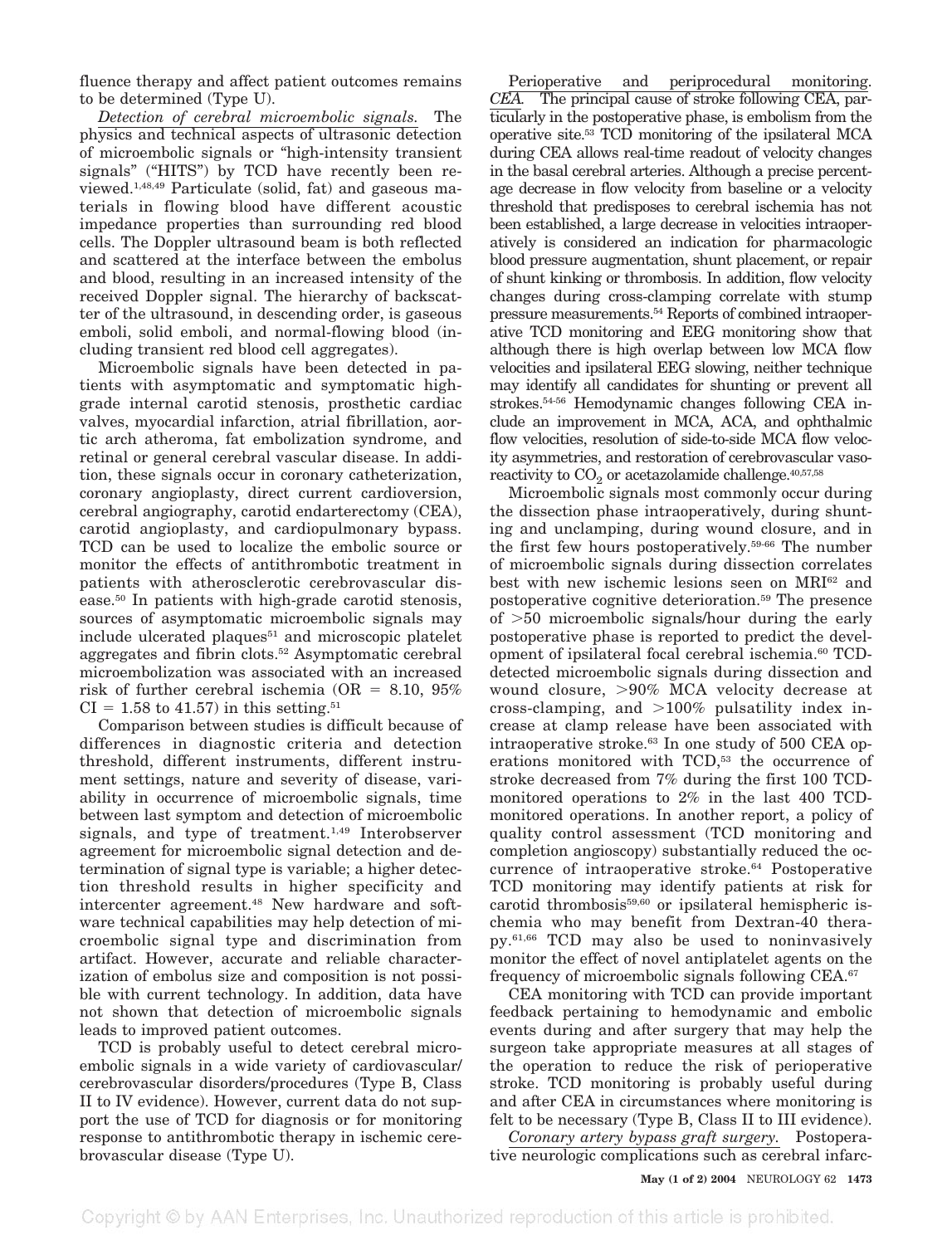fluence therapy and affect patient outcomes remains to be determined (Type U).

*Detection of cerebral microembolic signals.* The physics and technical aspects of ultrasonic detection of microembolic signals or "high-intensity transient signals" ("HITS") by TCD have recently been reviewed.[1,48,49] Particulate (solid, fat) and gaseous materials in flowing blood have different acoustic impedance properties than surrounding red blood cells. The Doppler ultrasound beam is both reflected and scattered at the interface between the embolus and blood, resulting in an increased intensity of the received Doppler signal. The hierarchy of backscatter of the ultrasound, in descending order, is gaseous emboli, solid emboli, and normal-flowing blood (including transient red blood cell aggregates).

Microembolic signals have been detected in patients with asymptomatic and symptomatic high-grade internal carotid stenosis, prosthetic cardiac valves, myocardial infarction, atrial fibrillation, aortic arch atheroma, fat embolization syndrome, and retinal or general cerebral vascular disease. In addition, these signals occur in coronary catheterization, coronary angioplasty, direct current cardioversion, cerebral angiography, carotid endarterectomy (CEA), carotid angioplasty, and cardiopulmonary bypass. TCD can be used to localize the embolic source or monitor the effects of antithrombotic treatment in patients with atherosclerotic cerebrovascular disease.[50] In patients with high-grade carotid stenosis, sources of asymptomatic microembolic signals may include ulcerated plaques[51] and microscopic platelet aggregates and fibrin clots.[52] Asymptomatic cerebral microembolization was associated with an increased risk of further cerebral ischemia (OR = 8.10, 95% CI = 1.58 to 41.57) in this setting.[51]

Comparison between studies is difficult because of differences in diagnostic criteria and detection threshold, different instruments, different instrument settings, nature and severity of disease, variability in occurrence of microembolic signals, time between last symptom and detection of microembolic signals, and type of treatment.[1,49] Interobserver agreement for microembolic signal detection and determination of signal type is variable; a higher detection threshold results in higher specificity and intercenter agreement.[48] New hardware and software technical capabilities may help detection of microembolic signal type and discrimination from artifact. However, accurate and reliable characterization of embolus size and composition is not possible with current technology. In addition, data have not shown that detection of microembolic signals leads to improved patient outcomes.

TCD is probably useful to detect cerebral microembolic signals in a wide variety of cardiovascular/cerebrovascular disorders/procedures (Type B, Class II to IV evidence). However, current data do not support the use of TCD for diagnosis or for monitoring response to antithrombotic therapy in ischemic cerebrovascular disease (Type U).

Perioperative and periprocedural monitoring. *CEA.* The principal cause of stroke following CEA, particularly in the postoperative phase, is embolism from the operative site.[53] TCD monitoring of the ipsilateral MCA during CEA allows real-time readout of velocity changes in the basal cerebral arteries. Although a precise percentage decrease in flow velocity from baseline or a velocity threshold that predisposes to cerebral ischemia has not been established, a large decrease in velocities intraoperatively is considered an indication for pharmacologic blood pressure augmentation, shunt placement, or repair of shunt kinking or thrombosis. In addition, flow velocity changes during cross-clamping correlate with stump pressure measurements.[54] Reports of combined intraoperative TCD monitoring and EEG monitoring show that although there is high overlap between low MCA flow velocities and ipsilateral EEG slowing, neither technique may identify all candidates for shunting or prevent all strokes.[54-56] Hemodynamic changes following CEA include an improvement in MCA, ACA, and ophthalmic flow velocities, resolution of side-to-side MCA flow velocity asymmetries, and restoration of cerebrovascular vasoreactivity to $CO_2$ or acetazolamide challenge.[40,57,58]

Microembolic signals most commonly occur during the dissection phase intraoperatively, during shunting and unclamping, during wound closure, and in the first few hours postoperatively.[59-66] The number of microembolic signals during dissection correlates best with new ischemic lesions seen on MRI[62] and postoperative cognitive deterioration.[59] The presence of >50 microembolic signals/hour during the early postoperative phase is reported to predict the development of ipsilateral focal cerebral ischemia.[60] TCD-detected microembolic signals during dissection and wound closure, >90% MCA velocity decrease at cross-clamping, and >100% pulsatility index increase at clamp release have been associated with intraoperative stroke.[63] In one study of 500 CEA operations monitored with TCD,[53] the occurrence of stroke decreased from 7% during the first 100 TCD-monitored operations to 2% in the last 400 TCD-monitored operations. In another report, a policy of quality control assessment (TCD monitoring and completion angioscopy) substantially reduced the occurrence of intraoperative stroke.[64] Postoperative TCD monitoring may identify patients at risk for carotid thrombosis[59,60] or ipsilateral hemispheric ischemia who may benefit from Dextran-40 therapy.[61,66] TCD may also be used to noninvasively monitor the effect of novel antiplatelet agents on the frequency of microembolic signals following CEA.[67]

CEA monitoring with TCD can provide important feedback pertaining to hemodynamic and embolic events during and after surgery that may help the surgeon take appropriate measures at all stages of the operation to reduce the risk of perioperative stroke. TCD monitoring is probably useful during and after CEA in circumstances where monitoring is felt to be necessary (Type B, Class II to III evidence).

*Coronary artery bypass graft surgery.* Postoperative neurologic complications such as cerebral infarc-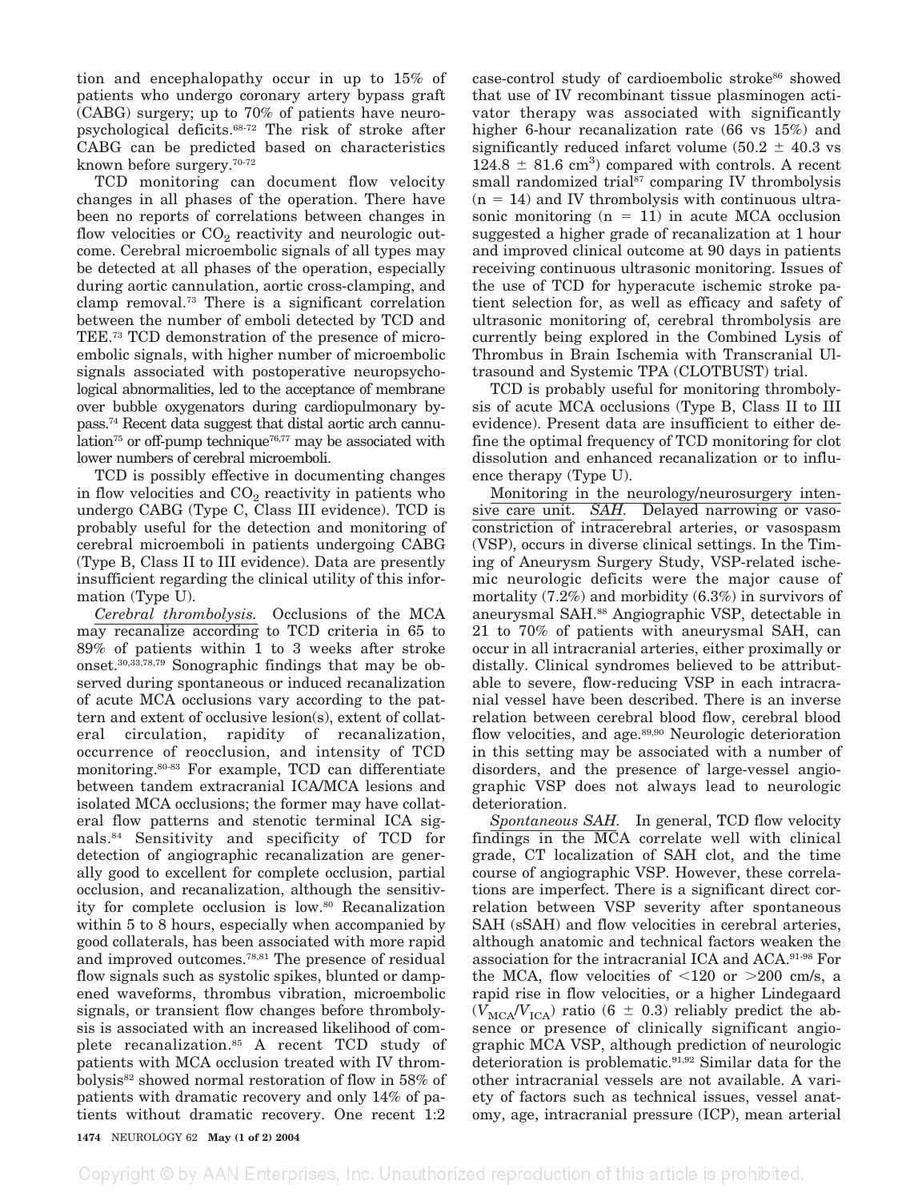tion and encephalopathy occur in up to 15% of patients who undergo coronary artery bypass graft (CABG) surgery; up to 70% of patients have neuropsychological deficits.[68-72] The risk of stroke after CABG can be predicted based on characteristics known before surgery.[70-72]

TCD monitoring can document flow velocity changes in all phases of the operation. There have been no reports of correlations between changes in flow velocities or $CO_2$ reactivity and neurologic outcome. Cerebral microembolic signals of all types may be detected at all phases of the operation, especially during aortic cannulation, aortic cross-clamping, and clamp removal.[73] There is a significant correlation between the number of emboli detected by TCD and TEE.[73] TCD demonstration of the presence of microembolic signals, with higher number of microembolic signals associated with postoperative neuropsychological abnormalities, led to the acceptance of membrane over bubble oxygenators during cardiopulmonary bypass.[74] Recent data suggest that distal aortic arch cannulation[75] or off-pump technique[76,77] may be associated with lower numbers of cerebral microemboli.

TCD is possibly effective in documenting changes in flow velocities and $CO_2$ reactivity in patients who undergo CABG (Type C, Class III evidence). TCD is probably useful for the detection and monitoring of cerebral microemboli in patients undergoing CABG (Type B, Class II to III evidence). Data are presently insufficient regarding the clinical utility of this information (Type U).

*Cerebral thrombolysis.* Occlusions of the MCA may recanalize according to TCD criteria in 65 to 89% of patients within 1 to 3 weeks after stroke onset.[30,33,78,79] Sonographic findings that may be observed during spontaneous or induced recanalization of acute MCA occlusions vary according to the pattern and extent of occlusive lesion(s), extent of collateral circulation, rapidity of recanalization, occurrence of reocclusion, and intensity of TCD monitoring.[80-83] For example, TCD can differentiate between tandem extracranial ICA/MCA lesions and isolated MCA occlusions; the former may have collateral flow patterns and stenotic terminal ICA signals.[84] Sensitivity and specificity of TCD for detection of angiographic recanalization are generally good to excellent for complete occlusion, partial occlusion, and recanalization, although the sensitivity for complete occlusion is low.[80] Recanalization within 5 to 8 hours, especially when accompanied by good collaterals, has been associated with more rapid and improved outcomes.[78,81] The presence of residual flow signals such as systolic spikes, blunted or dampened waveforms, thrombus vibration, microembolic signals, or transient flow changes before thrombolysis is associated with an increased likelihood of complete recanalization.[85] A recent TCD study of patients with MCA occlusion treated with IV thrombolysis[82] showed normal restoration of flow in 58% of patients with dramatic recovery and only 14% of patients without dramatic recovery. One recent 1:2 case-control study of cardioembolic stroke[86] showed that use of IV recombinant tissue plasminogen activator therapy was associated with significantly higher 6-hour recanalization rate (66 vs 15%) and significantly reduced infarct volume ($50.2 \pm 40.3$ vs $124.8 \pm 81.6$ cm$^3$) compared with controls. A recent small randomized trial[87] comparing IV thrombolysis ($n = 14$) and IV thrombolysis with continuous ultrasonic monitoring ($n = 11$) in acute MCA occlusion suggested a higher grade of recanalization at 1 hour and improved clinical outcome at 90 days in patients receiving continuous ultrasonic monitoring. Issues of the use of TCD for hyperacute ischemic stroke patient selection for, as well as efficacy and safety of ultrasonic monitoring of, cerebral thrombolysis are currently being explored in the Combined Lysis of Thrombus in Brain Ischemia with Transcranial Ultrasound and Systemic TPA (CLOTBUST) trial.

TCD is probably useful for monitoring thrombolysis of acute MCA occlusions (Type B, Class II to III evidence). Present data are insufficient to either define the optimal frequency of TCD monitoring for clot dissolution and enhanced recanalization or to influence therapy (Type U).

Monitoring in the neurology/neurosurgery intensive care unit. *SAH.* Delayed narrowing or vasoconstriction of intracerebral arteries, or vasospasm (VSP), occurs in diverse clinical settings. In the Timing of Aneurysm Surgery Study, VSP-related ischemic neurologic deficits were the major cause of mortality (7.2%) and morbidity (6.3%) in survivors of aneurysmal SAH.[88] Angiographic VSP, detectable in 21 to 70% of patients with aneurysmal SAH, can occur in all intracranial arteries, either proximally or distally. Clinical syndromes believed to be attributable to severe, flow-reducing VSP in each intracranial vessel have been described. There is an inverse relation between cerebral blood flow, cerebral blood flow velocities, and age.[89,90] Neurologic deterioration in this setting may be associated with a number of disorders, and the presence of large-vessel angiographic VSP does not always lead to neurologic deterioration.

*Spontaneous SAH.* In general, TCD flow velocity findings in the MCA correlate well with clinical grade, CT localization of SAH clot, and the time course of angiographic VSP. However, these correlations are imperfect. There is a significant direct correlation between VSP severity after spontaneous SAH (sSAH) and flow velocities in cerebral arteries, although anatomic and technical factors weaken the association for the intracranial ICA and ACA.[91-98] For the MCA, flow velocities of <120 or >200 cm/s, a rapid rise in flow velocities, or a higher Lindegaard ($V_{MCA}/V_{ICA}$) ratio ($6 \pm 0.3$) reliably predict the absence or presence of clinically significant angiographic MCA VSP, although prediction of neurologic deterioration is problematic.[91,92] Similar data for the other intracranial vessels are not available. A variety of factors such as technical issues, vessel anatomy, age, intracranial pressure (ICP), mean arterial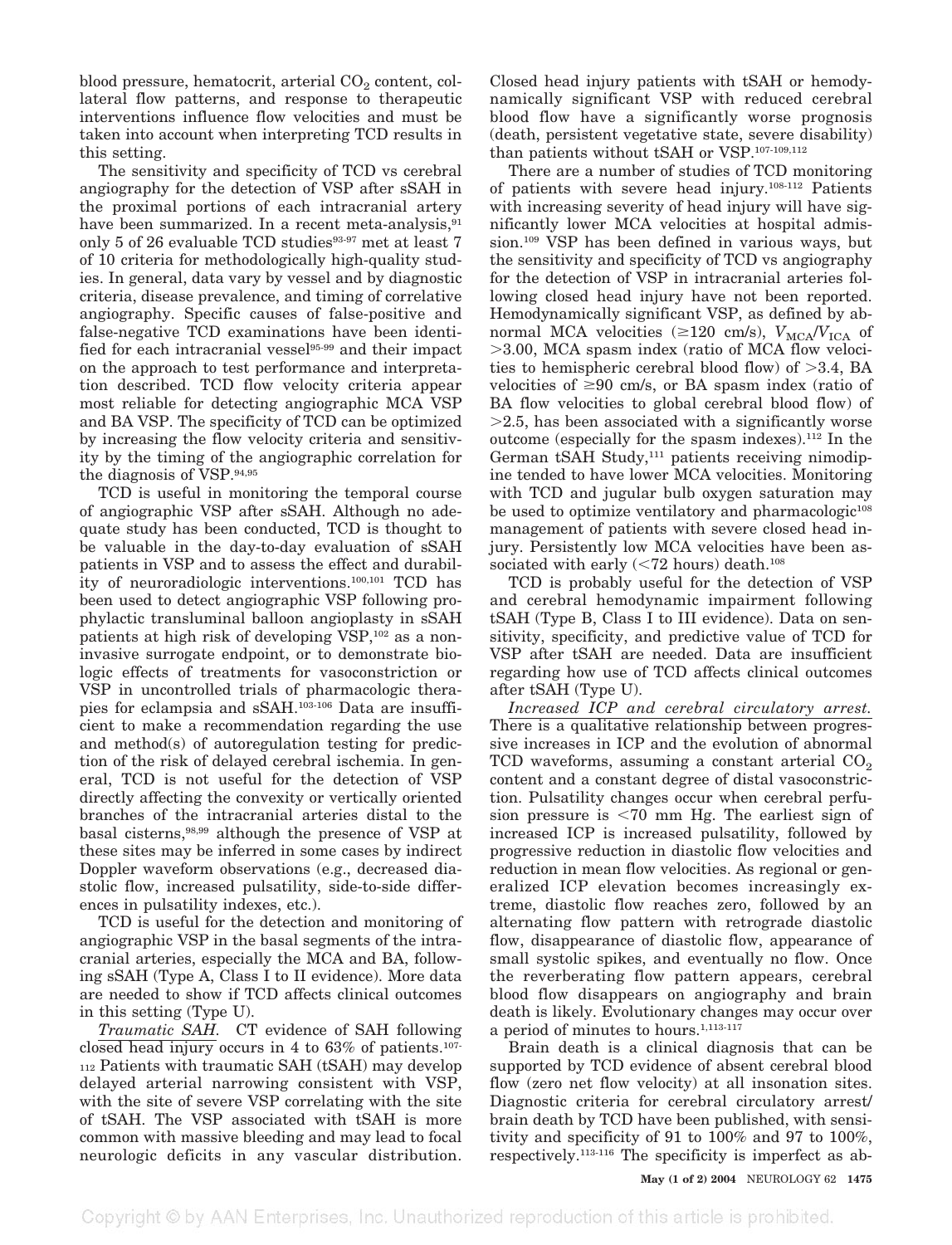blood pressure, hematocrit, arterial $CO_2$ content, collateral flow patterns, and response to therapeutic interventions influence flow velocities and must be taken into account when interpreting TCD results in this setting.

The sensitivity and specificity of TCD vs cerebral angiography for the detection of VSP after sSAH in the proximal portions of each intracranial artery have been summarized. In a recent meta-analysis,[91] only 5 of 26 evaluable TCD studies[93-97] met at least 7 of 10 criteria for methodologically high-quality studies. In general, data vary by vessel and by diagnostic criteria, disease prevalence, and timing of correlative angiography. Specific causes of false-positive and false-negative TCD examinations have been identified for each intracranial vessel[95-99] and their impact on the approach to test performance and interpretation described. TCD flow velocity criteria appear most reliable for detecting angiographic MCA VSP and BA VSP. The specificity of TCD can be optimized by increasing the flow velocity criteria and sensitivity by the timing of the angiographic correlation for the diagnosis of VSP.[94,95]

TCD is useful in monitoring the temporal course of angiographic VSP after sSAH. Although no adequate study has been conducted, TCD is thought to be valuable in the day-to-day evaluation of sSAH patients in VSP and to assess the effect and durability of neuroradiologic interventions.[100,101] TCD has been used to detect angiographic VSP following prophylactic transluminal balloon angioplasty in sSAH patients at high risk of developing VSP,[102] as a noninvasive surrogate endpoint, or to demonstrate biologic effects of treatments for vasoconstriction or VSP in uncontrolled trials of pharmacologic therapies for eclampsia and sSAH.[103-106] Data are insufficient to make a recommendation regarding the use and method(s) of autoregulation testing for prediction of the risk of delayed cerebral ischemia. In general, TCD is not useful for the detection of VSP directly affecting the convexity or vertically oriented branches of the intracranial arteries distal to the basal cisterns,[98,99] although the presence of VSP at these sites may be inferred in some cases by indirect Doppler waveform observations (e.g., decreased diastolic flow, increased pulsatility, side-to-side differences in pulsatility indexes, etc.).

TCD is useful for the detection and monitoring of angiographic VSP in the basal segments of the intracranial arteries, especially the MCA and BA, following sSAH (Type A, Class I to II evidence). More data are needed to show if TCD affects clinical outcomes in this setting (Type U).

*Traumatic SAH.* CT evidence of SAH following closed head injury occurs in 4 to 63% of patients.[107-112] Patients with traumatic SAH (tSAH) may develop delayed arterial narrowing consistent with VSP, with the site of severe VSP correlating with the site of tSAH. The VSP associated with tSAH is more common with massive bleeding and may lead to focal neurologic deficits in any vascular distribution. Closed head injury patients with tSAH or hemodynamically significant VSP with reduced cerebral blood flow have a significantly worse prognosis (death, persistent vegetative state, severe disability) than patients without tSAH or VSP.[107-109,112]

There are a number of studies of TCD monitoring of patients with severe head injury.[108-112] Patients with increasing severity of head injury will have significantly lower MCA velocities at hospital admission.[109] VSP has been defined in various ways, but the sensitivity and specificity of TCD vs angiography for the detection of VSP in intracranial arteries following closed head injury have not been reported. Hemodynamically significant VSP, as defined by abnormal MCA velocities ($\geq$120 cm/s), $V_{MCA}/V_{ICA}$ of $>$3.00, MCA spasm index (ratio of MCA flow velocities to hemispheric cerebral blood flow) of $>$3.4, BA velocities of $\geq$90 cm/s, or BA spasm index (ratio of BA flow velocities to global cerebral blood flow) of $>$2.5, has been associated with a significantly worse outcome (especially for the spasm indexes).[112] In the German tSAH Study,[111] patients receiving nimodipine tended to have lower MCA velocities. Monitoring with TCD and jugular bulb oxygen saturation may be used to optimize ventilatory and pharmacologic[108] management of patients with severe closed head injury. Persistently low MCA velocities have been associated with early ($<$72 hours) death.[108]

TCD is probably useful for the detection of VSP and cerebral hemodynamic impairment following tSAH (Type B, Class I to III evidence). Data on sensitivity, specificity, and predictive value of TCD for VSP after tSAH are needed. Data are insufficient regarding how use of TCD affects clinical outcomes after tSAH (Type U).

*Increased ICP and cerebral circulatory arrest.* There is a qualitative relationship between progressive increases in ICP and the evolution of abnormal TCD waveforms, assuming a constant arterial $CO_2$ content and a constant degree of distal vasoconstriction. Pulsatility changes occur when cerebral perfusion pressure is $<$70 mm Hg. The earliest sign of increased ICP is increased pulsatility, followed by progressive reduction in diastolic flow velocities and reduction in mean flow velocities. As regional or generalized ICP elevation becomes increasingly extreme, diastolic flow reaches zero, followed by an alternating flow pattern with retrograde diastolic flow, disappearance of diastolic flow, appearance of small systolic spikes, and eventually no flow. Once the reverberating flow pattern appears, cerebral blood flow disappears on angiography and brain death is likely. Evolutionary changes may occur over a period of minutes to hours.[1,113-117]

Brain death is a clinical diagnosis that can be supported by TCD evidence of absent cerebral blood flow (zero net flow velocity) at all insonation sites. Diagnostic criteria for cerebral circulatory arrest/brain death by TCD have been published, with sensitivity and specificity of 91 to 100% and 97 to 100%, respectively.[113-116] The specificity is imperfect as ab-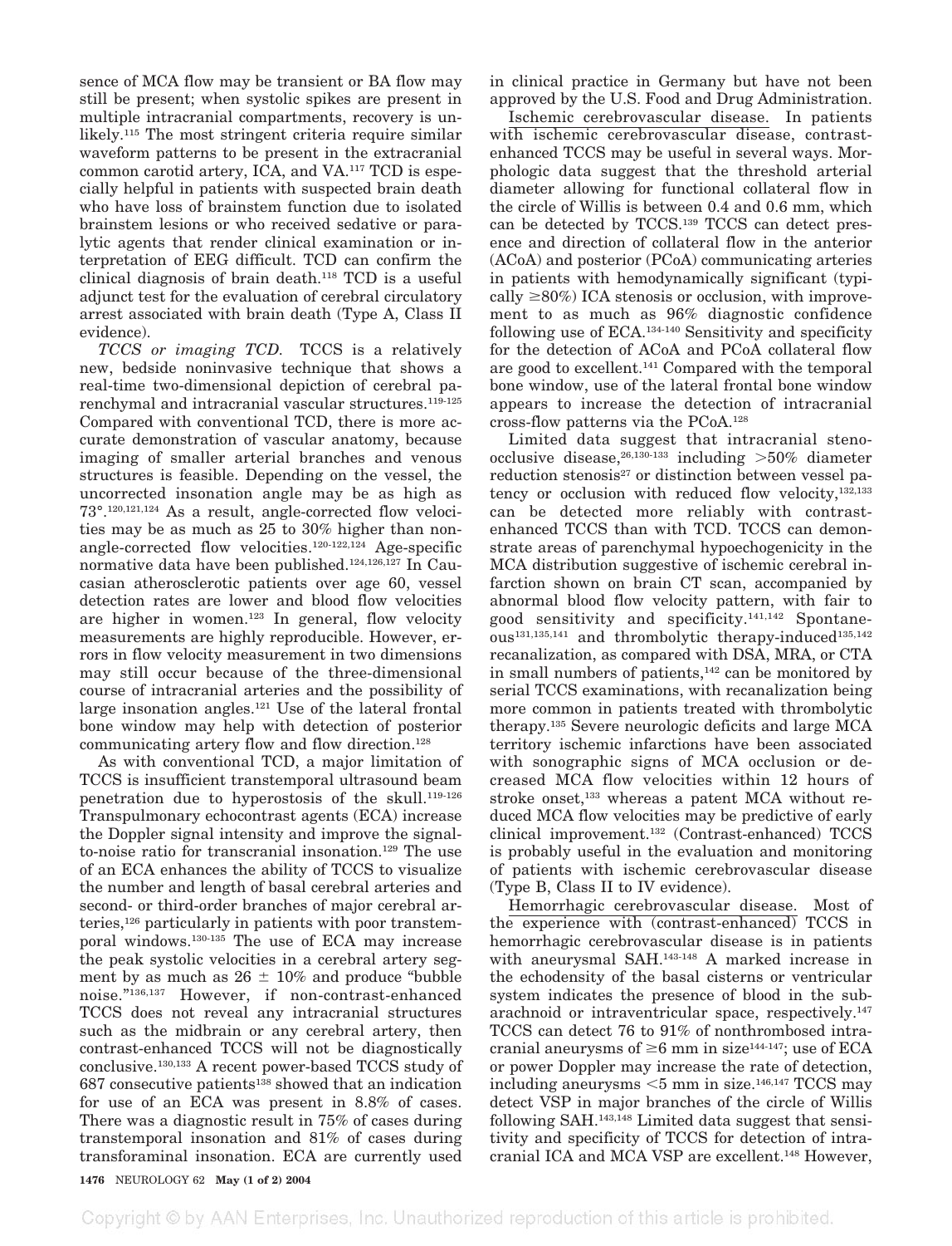sence of MCA flow may be transient or BA flow may still be present; when systolic spikes are present in multiple intracranial compartments, recovery is unlikely.[115] The most stringent criteria require similar waveform patterns to be present in the extracranial common carotid artery, ICA, and VA.[117] TCD is especially helpful in patients with suspected brain death who have loss of brainstem function due to isolated brainstem lesions or who received sedative or paralytic agents that render clinical examination or interpretation of EEG difficult. TCD can confirm the clinical diagnosis of brain death.[118] TCD is a useful adjunct test for the evaluation of cerebral circulatory arrest associated with brain death (Type A, Class II evidence).

*TCCS or imaging TCD.* TCCS is a relatively new, bedside noninvasive technique that shows a real-time two-dimensional depiction of cerebral parenchymal and intracranial vascular structures.[119-125] Compared with conventional TCD, there is more accurate demonstration of vascular anatomy, because imaging of smaller arterial branches and venous structures is feasible. Depending on the vessel, the uncorrected insonation angle may be as high as 73°.[120,121,124] As a result, angle-corrected flow velocities may be as much as 25 to 30% higher than non-angle-corrected flow velocities.[120-122,124] Age-specific normative data have been published.[124,126,127] In Caucasian atherosclerotic patients over age 60, vessel detection rates are lower and blood flow velocities are higher in women.[123] In general, flow velocity measurements are highly reproducible. However, errors in flow velocity measurement in two dimensions may still occur because of the three-dimensional course of intracranial arteries and the possibility of large insonation angles.[121] Use of the lateral frontal bone window may help with detection of posterior communicating artery flow and flow direction.[128]

As with conventional TCD, a major limitation of TCCS is insufficient transtemporal ultrasound beam penetration due to hyperostosis of the skull.[119-126] Transpulmonary echocontrast agents (ECA) increase the Doppler signal intensity and improve the signal-to-noise ratio for transcranial insonation.[129] The use of an ECA enhances the ability of TCCS to visualize the number and length of basal cerebral arteries and second- or third-order branches of major cerebral arteries,[126] particularly in patients with poor transtemporal windows.[130-135] The use of ECA may increase the peak systolic velocities in a cerebral artery segment by as much as 26 ± 10% and produce "bubble noise."[136,137] However, if non-contrast-enhanced TCCS does not reveal any intracranial structures such as the midbrain or any cerebral artery, then contrast-enhanced TCCS will not be diagnostically conclusive.[130,133] A recent power-based TCCS study of 687 consecutive patients[138] showed that an indication for use of an ECA was present in 8.8% of cases. There was a diagnostic result in 75% of cases during transtemporal insonation and 81% of cases during transforaminal insonation. ECA are currently used in clinical practice in Germany but have not been approved by the U.S. Food and Drug Administration.

Ischemic cerebrovascular disease. In patients with ischemic cerebrovascular disease, contrast-enhanced TCCS may be useful in several ways. Morphologic data suggest that the threshold arterial diameter allowing for functional collateral flow in the circle of Willis is between 0.4 and 0.6 mm, which can be detected by TCCS.[139] TCCS can detect presence and direction of collateral flow in the anterior (ACoA) and posterior (PCoA) communicating arteries in patients with hemodynamically significant (typically ≥80%) ICA stenosis or occlusion, with improvement to as much as 96% diagnostic confidence following use of ECA.[134-140] Sensitivity and specificity for the detection of ACoA and PCoA collateral flow are good to excellent.[141] Compared with the temporal bone window, use of the lateral frontal bone window appears to increase the detection of intracranial cross-flow patterns via the PCoA.[128]

Limited data suggest that intracranial steno-occlusive disease,[26,130-133] including >50% diameter reduction stenosis[27] or distinction between vessel patency or occlusion with reduced flow velocity,[132,133] can be detected more reliably with contrast-enhanced TCCS than with TCD. TCCS can demonstrate areas of parenchymal hypoechogenicity in the MCA distribution suggestive of ischemic cerebral infarction shown on brain CT scan, accompanied by abnormal blood flow velocity pattern, with fair to good sensitivity and specificity.[141,142] Spontaneous[131,135,141] and thrombolytic therapy-induced[135,142] recanalization, as compared with DSA, MRA, or CTA in small numbers of patients,[142] can be monitored by serial TCCS examinations, with recanalization being more common in patients treated with thrombolytic therapy.[135] Severe neurologic deficits and large MCA territory ischemic infarctions have been associated with sonographic signs of MCA occlusion or decreased MCA flow velocities within 12 hours of stroke onset,[133] whereas a patent MCA without reduced MCA flow velocities may be predictive of early clinical improvement.[132] (Contrast-enhanced) TCCS is probably useful in the evaluation and monitoring of patients with ischemic cerebrovascular disease (Type B, Class II to IV evidence).

Hemorrhagic cerebrovascular disease. Most of the experience with (contrast-enhanced) TCCS in hemorrhagic cerebrovascular disease is in patients with aneurysmal SAH.[143-148] A marked increase in the echodensity of the basal cisterns or ventricular system indicates the presence of blood in the subarachnoid or intraventricular space, respectively.[147] TCCS can detect 76 to 91% of nonthrombosed intracranial aneurysms of ≥6 mm in size[144-147]; use of ECA or power Doppler may increase the rate of detection, including aneurysms <5 mm in size.[146,147] TCCS may detect VSP in major branches of the circle of Willis following SAH.[143,148] Limited data suggest that sensitivity and specificity of TCCS for detection of intracranial ICA and MCA VSP are excellent.[148] However,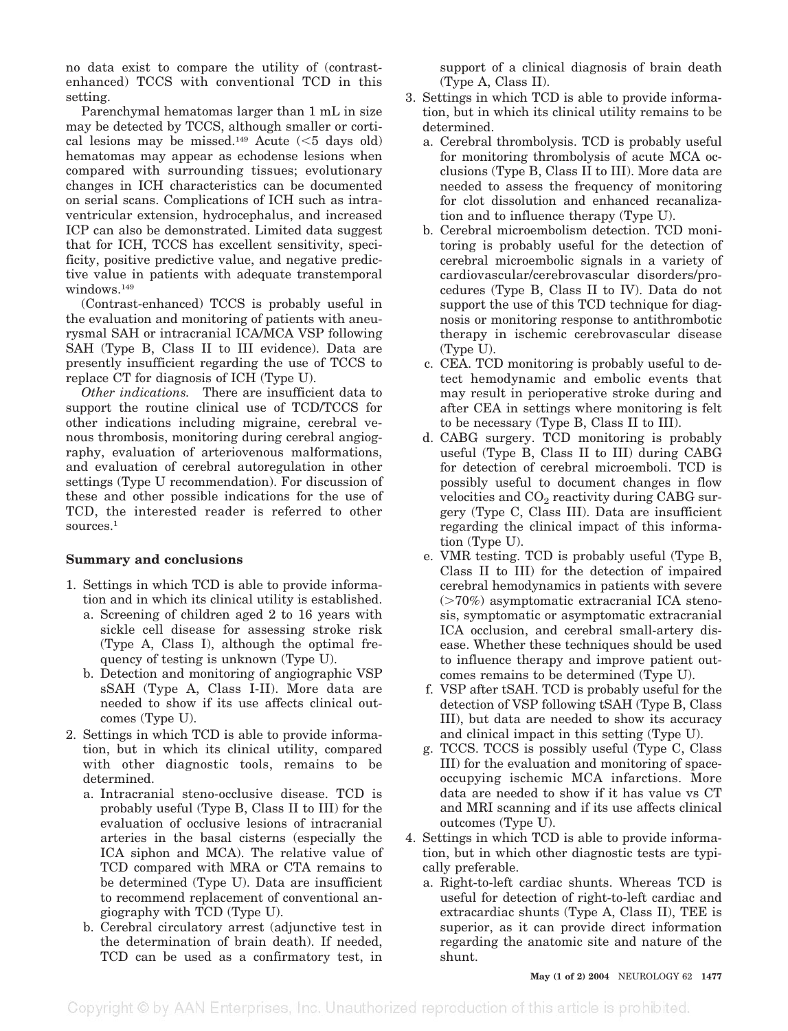no data exist to compare the utility of (contrast-enhanced) TCCS with conventional TCD in this setting.

Parenchymal hematomas larger than 1 mL in size may be detected by TCCS, although smaller or cortical lesions may be missed.[149] Acute (<5 days old) hematomas may appear as echodense lesions when compared with surrounding tissues; evolutionary changes in ICH characteristics can be documented on serial scans. Complications of ICH such as intraventricular extension, hydrocephalus, and increased ICP can also be demonstrated. Limited data suggest that for ICH, TCCS has excellent sensitivity, specificity, positive predictive value, and negative predictive value in patients with adequate transtemporal windows.[149]

(Contrast-enhanced) TCCS is probably useful in the evaluation and monitoring of patients with aneurysmal SAH or intracranial ICA/MCA VSP following SAH (Type B, Class II to III evidence). Data are presently insufficient regarding the use of TCCS to replace CT for diagnosis of ICH (Type U).

*Other indications.* There are insufficient data to support the routine clinical use of TCD/TCCS for other indications including migraine, cerebral venous thrombosis, monitoring during cerebral angiography, evaluation of arteriovenous malformations, and evaluation of cerebral autoregulation in other settings (Type U recommendation). For discussion of these and other possible indications for the use of TCD, the interested reader is referred to other sources.[1]

**Summary and conclusions**

1. Settings in which TCD is able to provide information and in which its clinical utility is established.
   a. Screening of children aged 2 to 16 years with sickle cell disease for assessing stroke risk (Type A, Class I), although the optimal frequency of testing is unknown (Type U).
   b. Detection and monitoring of angiographic VSP sSAH (Type A, Class I-II). More data are needed to show if its use affects clinical outcomes (Type U).
2. Settings in which TCD is able to provide information, but in which its clinical utility, compared with other diagnostic tools, remains to be determined.
   a. Intracranial steno-occlusive disease. TCD is probably useful (Type B, Class II to III) for the evaluation of occlusive lesions of intracranial arteries in the basal cisterns (especially the ICA siphon and MCA). The relative value of TCD compared with MRA or CTA remains to be determined (Type U). Data are insufficient to recommend replacement of conventional angiography with TCD (Type U).
   b. Cerebral circulatory arrest (adjunctive test in the determination of brain death). If needed, TCD can be used as a confirmatory test, in support of a clinical diagnosis of brain death (Type A, Class II).
3. Settings in which TCD is able to provide information, but in which its clinical utility remains to be determined.
   a. Cerebral thrombolysis. TCD is probably useful for monitoring thrombolysis of acute MCA occlusions (Type B, Class II to III). More data are needed to assess the frequency of monitoring for clot dissolution and enhanced recanalization and to influence therapy (Type U).
   b. Cerebral microembolism detection. TCD monitoring is probably useful for the detection of cerebral microembolic signals in a variety of cardiovascular/cerebrovascular disorders/procedures (Type B, Class II to IV). Data do not support the use of this TCD technique for diagnosis or monitoring response to antithrombotic therapy in ischemic cerebrovascular disease (Type U).
   c. CEA. TCD monitoring is probably useful to detect hemodynamic and embolic events that may result in perioperative stroke during and after CEA in settings where monitoring is felt to be necessary (Type B, Class II to III).
   d. CABG surgery. TCD monitoring is probably useful (Type B, Class II to III) during CABG for detection of cerebral microemboli. TCD is possibly useful to document changes in flow velocities and $CO_2$ reactivity during CABG surgery (Type C, Class III). Data are insufficient regarding the clinical impact of this information (Type U).
   e. VMR testing. TCD is probably useful (Type B, Class II to III) for the detection of impaired cerebral hemodynamics in patients with severe (>70%) asymptomatic extracranial ICA stenosis, symptomatic or asymptomatic extracranial ICA occlusion, and cerebral small-artery disease. Whether these techniques should be used to influence therapy and improve patient outcomes remains to be determined (Type U).
   f. VSP after tSAH. TCD is probably useful for the detection of VSP following tSAH (Type B, Class III), but data are needed to show its accuracy and clinical impact in this setting (Type U).
   g. TCCS. TCCS is possibly useful (Type C, Class III) for the evaluation and monitoring of space-occupying ischemic MCA infarctions. More data are needed to show if it has value vs CT and MRI scanning and if its use affects clinical outcomes (Type U).
4. Settings in which TCD is able to provide information, but in which other diagnostic tests are typically preferable.
   a. Right-to-left cardiac shunts. Whereas TCD is useful for detection of right-to-left cardiac and extracardiac shunts (Type A, Class II), TEE is superior, as it can provide direct information regarding the anatomic site and nature of the shunt.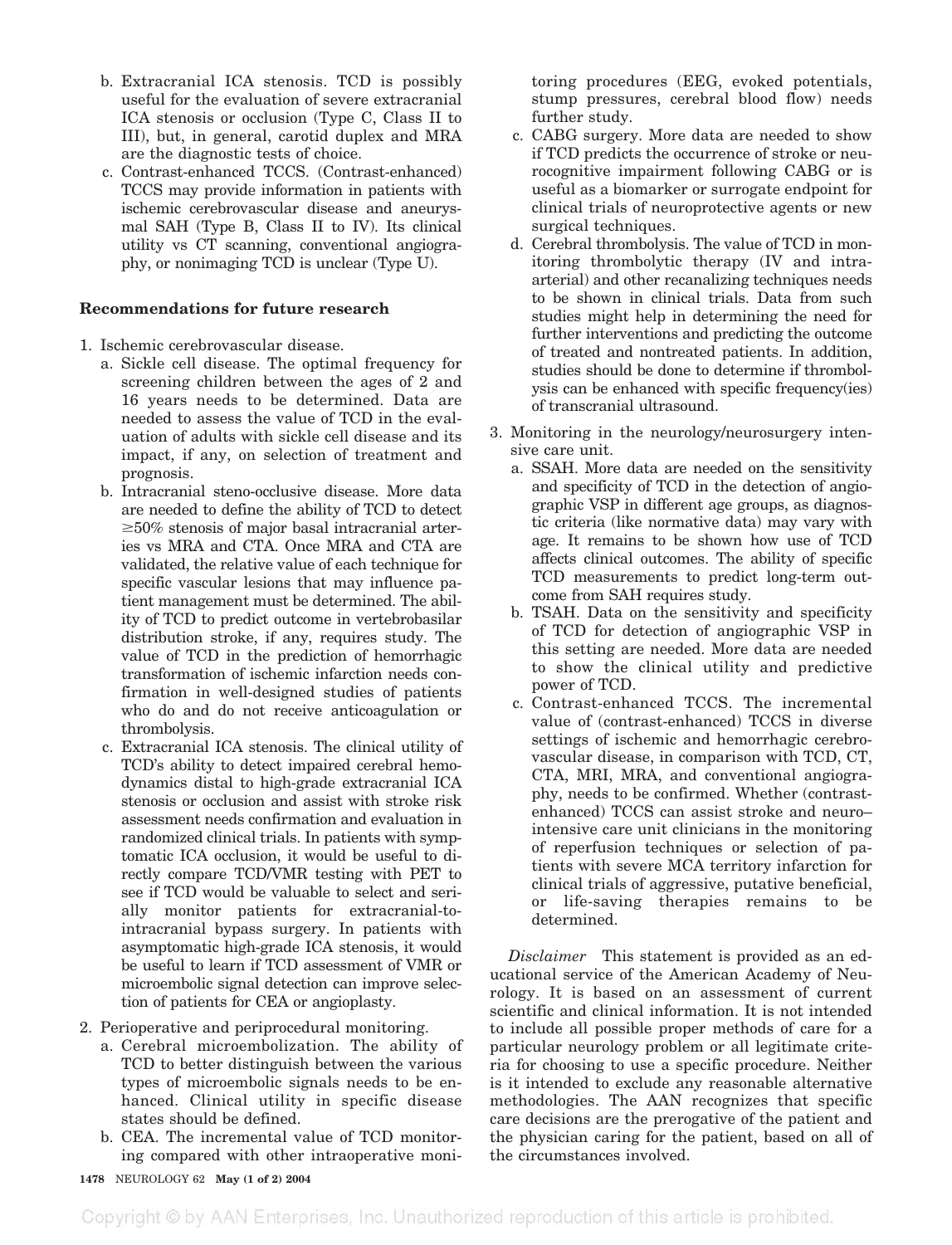b. Extracranial ICA stenosis. TCD is possibly useful for the evaluation of severe extracranial ICA stenosis or occlusion (Type C, Class II to III), but, in general, carotid duplex and MRA are the diagnostic tests of choice.

c. Contrast-enhanced TCCS. (Contrast-enhanced) TCCS may provide information in patients with ischemic cerebrovascular disease and aneurysmal SAH (Type B, Class II to IV). Its clinical utility vs CT scanning, conventional angiography, or nonimaging TCD is unclear (Type U).

**Recommendations for future research**

1. Ischemic cerebrovascular disease.
   a. Sickle cell disease. The optimal frequency for screening children between the ages of 2 and 16 years needs to be determined. Data are needed to assess the value of TCD in the evaluation of adults with sickle cell disease and its impact, if any, on selection of treatment and prognosis.
   b. Intracranial steno-occlusive disease. More data are needed to define the ability of TCD to detect ≥50% stenosis of major basal intracranial arteries vs MRA and CTA. Once MRA and CTA are validated, the relative value of each technique for specific vascular lesions that may influence patient management must be determined. The ability of TCD to predict outcome in vertebrobasilar distribution stroke, if any, requires study. The value of TCD in the prediction of hemorrhagic transformation of ischemic infarction needs confirmation in well-designed studies of patients who do and do not receive anticoagulation or thrombolysis.
   c. Extracranial ICA stenosis. The clinical utility of TCD's ability to detect impaired cerebral hemodynamics distal to high-grade extracranial ICA stenosis or occlusion and assist with stroke risk assessment needs confirmation and evaluation in randomized clinical trials. In patients with symptomatic ICA occlusion, it would be useful to directly compare TCD/VMR testing with PET to see if TCD would be valuable to select and serially monitor patients for extracranial-to-intracranial bypass surgery. In patients with asymptomatic high-grade ICA stenosis, it would be useful to learn if TCD assessment of VMR or microembolic signal detection can improve selection of patients for CEA or angioplasty.
2. Perioperative and periprocedural monitoring.
   a. Cerebral microembolization. The ability of TCD to better distinguish between the various types of microembolic signals needs to be enhanced. Clinical utility in specific disease states should be defined.
   b. CEA. The incremental value of TCD monitoring compared with other intraoperative monitoring procedures (EEG, evoked potentials, stump pressures, cerebral blood flow) needs further study.
   c. CABG surgery. More data are needed to show if TCD predicts the occurrence of stroke or neurocognitive impairment following CABG or is useful as a biomarker or surrogate endpoint for clinical trials of neuroprotective agents or new surgical techniques.
   d. Cerebral thrombolysis. The value of TCD in monitoring thrombolytic therapy (IV and intra-arterial) and other recanalizing techniques needs to be shown in clinical trials. Data from such studies might help in determining the need for further interventions and predicting the outcome of treated and nontreated patients. In addition, studies should be done to determine if thrombolysis can be enhanced with specific frequency(ies) of transcranial ultrasound.
3. Monitoring in the neurology/neurosurgery intensive care unit.
   a. SSAH. More data are needed on the sensitivity and specificity of TCD in the detection of angiographic VSP in different age groups, as diagnostic criteria (like normative data) may vary with age. It remains to be shown how use of TCD affects clinical outcomes. The ability of specific TCD measurements to predict long-term outcome from SAH requires study.
   b. TSAH. Data on the sensitivity and specificity of TCD for detection of angiographic VSP in this setting are needed. More data are needed to show the clinical utility and predictive power of TCD.
   c. Contrast-enhanced TCCS. The incremental value of (contrast-enhanced) TCCS in diverse settings of ischemic and hemorrhagic cerebrovascular disease, in comparison with TCD, CT, CTA, MRI, MRA, and conventional angiography, needs to be confirmed. Whether (contrast-enhanced) TCCS can assist stroke and neuro–intensive care unit clinicians in the monitoring of reperfusion techniques or selection of patients with severe MCA territory infarction for clinical trials of aggressive, putative beneficial, or life-saving therapies remains to be determined.

*Disclaimer* This statement is provided as an educational service of the American Academy of Neurology. It is based on an assessment of current scientific and clinical information. It is not intended to include all possible proper methods of care for a particular neurology problem or all legitimate criteria for choosing to use a specific procedure. Neither is it intended to exclude any reasonable alternative methodologies. The AAN recognizes that specific care decisions are the prerogative of the patient and the physician caring for the patient, based on all of the circumstances involved.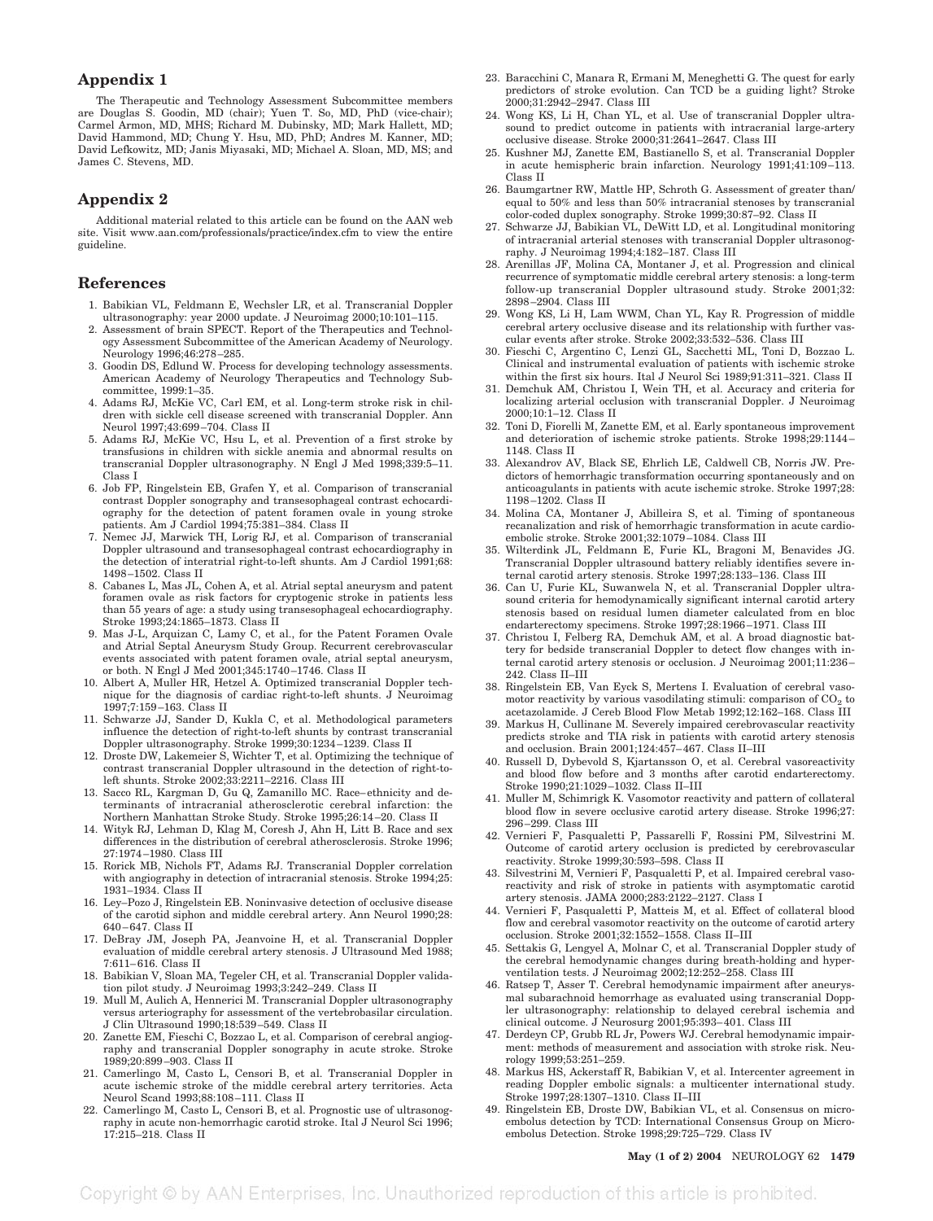## Appendix 1

The Therapeutic and Technology Assessment Subcommittee members are Douglas S. Goodin, MD (chair); Yuen T. So, MD, PhD (vice-chair); Carmel Armon, MD, MHS; Richard M. Dubinsky, MD; Mark Hallett, MD; David Hammond, MD; Chung Y. Hsu, MD, PhD; Andres M. Kanner, MD; David Lefkowitz, MD; Janis Miyasaki, MD; Michael A. Sloan, MD, MS; and James C. Stevens, MD.

## Appendix 2

Additional material related to this article can be found on the AAN web site. Visit www.aan.com/professionals/practice/index.cfm to view the entire guideline.

## References

1. Babikian VL, Feldmann E, Wechsler LR, et al. Transcranial Doppler ultrasonography: year 2000 update. J Neuroimag 2000;10:101–115.
2. Assessment of brain SPECT. Report of the Therapeutics and Technology Assessment Subcommittee of the American Academy of Neurology. Neurology 1996;46:278–285.
3. Goodin DS, Edlund W. Process for developing technology assessments. American Academy of Neurology Therapeutics and Technology Subcommittee, 1999:1–35.
4. Adams RJ, McKie VC, Carl EM, et al. Long-term stroke risk in children with sickle cell disease screened with transcranial Doppler. Ann Neurol 1997;43:699–704. Class II
5. Adams RJ, McKie VC, Hsu L, et al. Prevention of a first stroke by transfusions in children with sickle anemia and abnormal results on transcranial Doppler ultrasonography. N Engl J Med 1998;339:5–11. Class I
6. Job FP, Ringelstein EB, Grafen Y, et al. Comparison of transcranial contrast Doppler sonography and transesophageal contrast echocardiography for the detection of patent foramen ovale in young stroke patients. Am J Cardiol 1994;75:381–384. Class II
7. Nemec JJ, Marwick TH, Lorig RJ, et al. Comparison of transcranial Doppler ultrasound and transesophageal contrast echocardiography in the detection of interatrial right-to-left shunts. Am J Cardiol 1991;68: 1498–1502. Class II
8. Cabanes L, Mas JL, Cohen A, et al. Atrial septal aneurysm and patent foramen ovale as risk factors for cryptogenic stroke in patients less than 55 years of age: a study using transesophageal echocardiography. Stroke 1993;24:1865–1873. Class II
9. Mas J-L, Arquizan C, Lamy C, et al., for the Patent Foramen Ovale and Atrial Septal Aneurysm Study Group. Recurrent cerebrovascular events associated with patent foramen ovale, atrial septal aneurysm, or both. N Engl J Med 2001;345:1740–1746. Class II
10. Albert A, Muller HR, Hetzel A. Optimized transcranial Doppler technique for the diagnosis of cardiac right-to-left shunts. J Neuroimag 1997;7:159–163. Class II
11. Schwarze JJ, Sander D, Kukla C, et al. Methodological parameters influence the detection of right-to-left shunts by contrast transcranial Doppler ultrasonography. Stroke 1999;30:1234–1239. Class II
12. Droste DW, Lakemeier S, Wichter T, et al. Optimizing the technique of contrast transcranial Doppler ultrasound in the detection of right-to-left shunts. Stroke 2002;33:2211–2216. Class III
13. Sacco RL, Kargman D, Gu Q, Zamanillo MC. Race–ethnicity and determinants of intracranial atherosclerotic cerebral infarction: the Northern Manhattan Stroke Study. Stroke 1995;26:14–20. Class II
14. Wityk RJ, Lehman D, Klag M, Coresh J, Ahn H, Litt B. Race and sex differences in the distribution of cerebral atherosclerosis. Stroke 1996; 27:1974–1980. Class III
15. Rorick MB, Nichols FT, Adams RJ. Transcranial Doppler correlation with angiography in detection of intracranial stenosis. Stroke 1994;25: 1931–1934. Class II
16. Ley–Pozo J, Ringelstein EB. Noninvasive detection of occlusive disease of the carotid siphon and middle cerebral artery. Ann Neurol 1990;28: 640–647. Class II
17. DeBray JM, Joseph PA, Jeanvoine H, et al. Transcranial Doppler evaluation of middle cerebral artery stenosis. J Ultrasound Med 1988; 7:611–616. Class II
18. Babikian V, Sloan MA, Tegeler CH, et al. Transcranial Doppler validation pilot study. J Neuroimag 1993;3:242–249. Class II
19. Mull M, Aulich A, Hennerici M. Transcranial Doppler ultrasonography versus arteriography for assessment of the vertebrobasilar circulation. J Clin Ultrasound 1990;18:539–549. Class II
20. Zanette EM, Fieschi C, Bozzao L, et al. Comparison of cerebral angiography and transcranial Doppler sonography in acute stroke. Stroke 1989;20:899–903. Class II
21. Camerlingo M, Casto L, Censori B, et al. Transcranial Doppler in acute ischemic stroke of the middle cerebral artery territories. Acta Neurol Scand 1993;88:108–111. Class II
22. Camerlingo M, Casto L, Censori B, et al. Prognostic use of ultrasonography in acute non-hemorrhagic carotid stroke. Ital J Neurol Sci 1996; 17:215–218. Class II
23. Baracchini C, Manara R, Ermani M, Meneghetti G. The quest for early predictors of stroke evolution. Can TCD be a guiding light? Stroke 2000;31:2942–2947. Class III
24. Wong KS, Li H, Chan YL, et al. Use of transcranial Doppler ultrasound to predict outcome in patients with intracranial large-artery occlusive disease. Stroke 2000;31:2641–2647. Class III
25. Kushner MJ, Zanette EM, Bastianello S, et al. Transcranial Doppler in acute hemispheric brain infarction. Neurology 1991;41:109–113. Class II
26. Baumgartner RW, Mattle HP, Schroth G. Assessment of greater than/ equal to 50% and less than 50% intracranial stenoses by transcranial color-coded duplex sonography. Stroke 1999;30:87–92. Class II
27. Schwarze JJ, Babikian VL, DeWitt LD, et al. Longitudinal monitoring of intracranial arterial stenoses with transcranial Doppler ultrasonography. J Neuroimag 1994;4:182–187. Class III
28. Arenillas JF, Molina CA, Montaner J, et al. Progression and clinical recurrence of symptomatic middle cerebral artery stenosis: a long-term follow-up transcranial Doppler ultrasound study. Stroke 2001;32: 2898–2904. Class III
29. Wong KS, Li H, Lam WWM, Chan YL, Kay R. Progression of middle cerebral artery occlusive disease and its relationship with further vascular events after stroke. Stroke 2002;33:532–536. Class III
30. Fieschi C, Argentino C, Lenzi GL, Sacchetti ML, Toni D, Bozzao L. Clinical and instrumental evaluation of patients with ischemic stroke within the first six hours. Ital J Neurol Sci 1989;91:311–321. Class II
31. Demchuk AM, Christou I, Wein TH, et al. Accuracy and criteria for localizing arterial occlusion with transcranial Doppler. J Neuroimag 2000;10:1–12. Class II
32. Toni D, Fiorelli M, Zanette EM, et al. Early spontaneous improvement and deterioration of ischemic stroke patients. Stroke 1998;29:1144–1148. Class II
33. Alexandrov AV, Black SE, Ehrlich LE, Caldwell CB, Norris JW. Predictors of hemorrhagic transformation occurring spontaneously and on anticoagulants in patients with acute ischemic stroke. Stroke 1997;28: 1198–1202. Class II
34. Molina CA, Montaner J, Abilleira S, et al. Timing of spontaneous recanalization and risk of hemorrhagic transformation in acute cardioembolic stroke. Stroke 2001;32:1079–1084. Class III
35. Wilterdink JL, Feldmann E, Furie KL, Bragoni M, Benavides JG. Transcranial Doppler ultrasound battery reliably identifies severe internal carotid artery stenosis. Stroke 1997;28:133–136. Class II
36. Can U, Furie KL, Suwanwela N, et al. Transcranial Doppler ultrasound criteria for hemodynamically significant internal carotid artery stenosis based on residual lumen diameter calculated from en bloc endarterectomy specimens. Stroke 1997;28:1966–1971. Class III
37. Christou I, Felberg RA, Demchuk AM, et al. A broad diagnostic battery for bedside transcranial Doppler to detect flow changes with internal carotid artery stenosis or occlusion. J Neuroimag 2001;11:236–242. Class II–III
38. Ringelstein EB, Van Eyck S, Mertens I. Evaluation of cerebral vasomotor reactivity by various vasodilating stimuli: comparison of $CO_2$ to acetazolamide. J Cereb Blood Flow Metab 1992;12:162–168. Class III
39. Markus H, Cullinane M. Severely impaired cerebrovascular reactivity predicts stroke and TIA risk in patients with carotid artery stenosis and occlusion. Brain 2001;124:457–467. Class II–III
40. Russell D, Dybevold S, Kjartansson O, et al. Cerebral vasoreactivity and blood flow before and 3 months after carotid endarterectomy. Stroke 1990;21:1029–1032. Class II–III
41. Muller M, Schimrigk K. Vasomotor reactivity and pattern of collateral blood flow in severe occlusive carotid artery disease. Stroke 1996;27: 296–299. Class III
42. Vernieri F, Pasqualetti P, Passarelli F, Rossini PM, Silvestrini M. Outcome of carotid artery occlusion is predicted by cerebrovascular reactivity. Stroke 1999;30:593–598. Class II
43. Silvestrini M, Vernieri F, Pasqualetti P, et al. Impaired cerebral vasoreactivity and risk of stroke in patients with asymptomatic carotid artery stenosis. JAMA 2000;283:2122–2127. Class I
44. Vernieri F, Pasqualetti P, Matteis M, et al. Effect of collateral blood flow and cerebral vasomotor reactivity on the outcome of carotid artery occlusion. Stroke 2001;32:1552–1558. Class II–III
45. Settakis G, Lengyel A, Molnar C, et al. Transcranial Doppler study of the cerebral hemodynamic changes during breath-holding and hyperventilation tests. J Neuroimag 2002;12:252–258. Class III
46. Ratsep T, Asser T. Cerebral hemodynamic impairment after aneurysmal subarachnoid hemorrhage as evaluated using transcranial Doppler ultrasonography: relationship to delayed cerebral ischemia and clinical outcome. J Neurosurg 2001;95:393–401. Class III
47. Derdeyn CP, Grubb RL Jr, Powers WJ. Cerebral hemodynamic impairment: methods of measurement and association with stroke risk. Neurology 1999;53:251–259.
48. Markus HS, Ackerstaff R, Babikian V, et al. Intercenter agreement in reading Doppler embolic signals: a multicenter international study. Stroke 1997;28:1307–1310. Class II–III
49. Ringelstein EB, Droste DW, Babikian VL, et al. Consensus on microembolus detection by TCD: International Consensus Group on Microembolus Detection. Stroke 1998;29:725–729. Class IV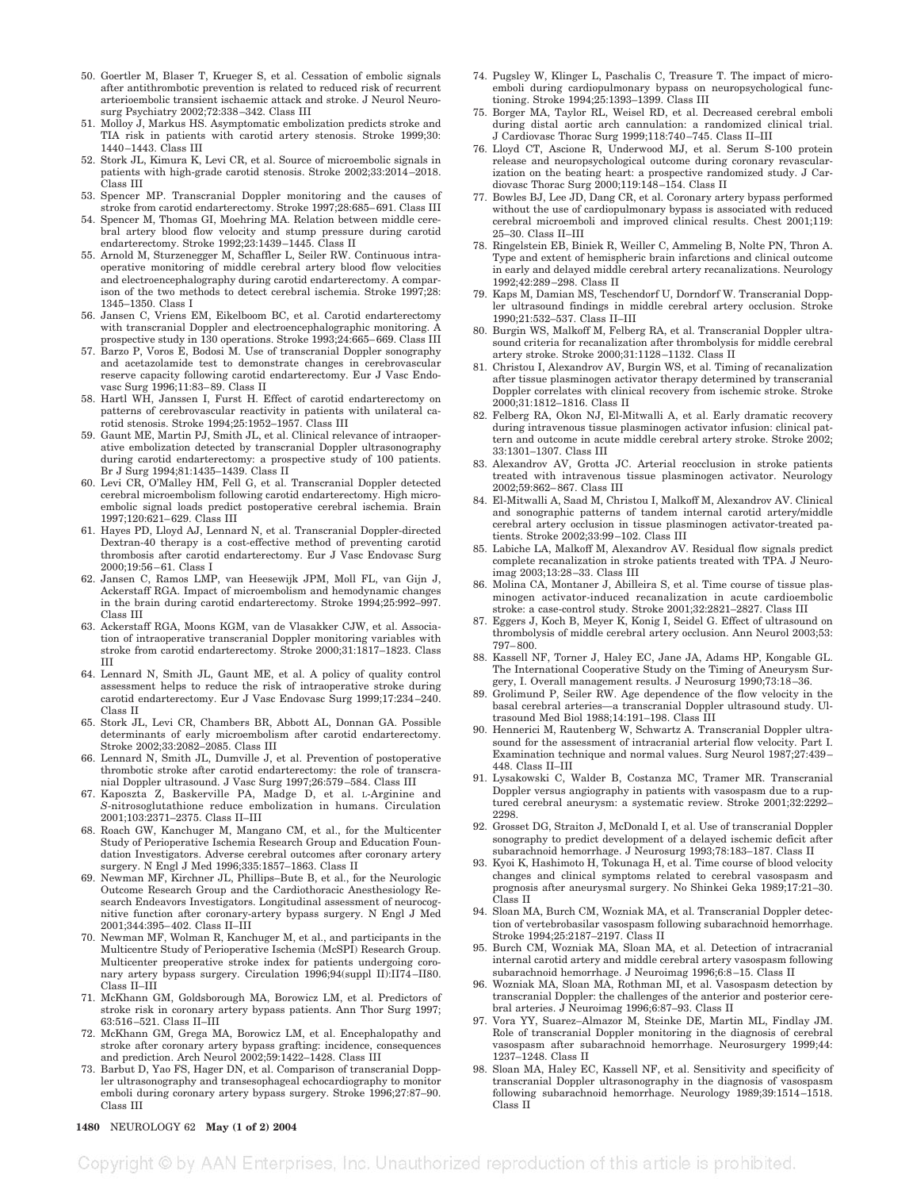50. Goertler M, Blaser T, Krueger S, et al. Cessation of embolic signals after antithrombotic prevention is related to reduced risk of recurrent arterioembolic transient ischaemic attack and stroke. J Neurol Neurosurg Psychiatry 2002;72:338–342. Class III
51. Molloy J, Markus HS. Asymptomatic embolization predicts stroke and TIA risk in patients with carotid artery stenosis. Stroke 1999;30: 1440–1443. Class III
52. Stork JL, Kimura K, Levi CR, et al. Source of microembolic signals in patients with high-grade carotid stenosis. Stroke 2002;33:2014–2018. Class III
53. Spencer MP. Transcranial Doppler monitoring and the causes of stroke from carotid endarterectomy. Stroke 1997;28:685–691. Class III
54. Spencer M, Thomas GI, Moehring MA. Relation between middle cerebral artery blood flow velocity and stump pressure during carotid endarterectomy. Stroke 1992;23:1439–1445. Class II
55. Arnold M, Sturzenegger M, Schaffler L, Seiler RW. Continuous intraoperative monitoring of middle cerebral artery blood flow velocities and electroencephalography during carotid endarterectomy. A comparison of the two methods to detect cerebral ischemia. Stroke 1997;28: 1345–1350. Class I
56. Jansen C, Vriens EM, Eikelboom BC, et al. Carotid endarterectomy with transcranial Doppler and electroencephalographic monitoring. A prospective study in 130 operations. Stroke 1993;24:665–669. Class III
57. Barzo P, Voros E, Bodosi M. Use of transcranial Doppler sonography and acetazolamide test to demonstrate changes in cerebrovascular reserve capacity following carotid endarterectomy. Eur J Vasc Endovasc Surg 1996;11:83–89. Class II
58. Hartl WH, Janssen I, Furst H. Effect of carotid endarterectomy on patterns of cerebrovascular reactivity in patients with unilateral carotid stenosis. Stroke 1994;25:1952–1957. Class III
59. Gaunt ME, Martin PJ, Smith JL, et al. Clinical relevance of intraoperative embolization detected by transcranial Doppler ultrasonography during carotid endarterectomy: a prospective study of 100 patients. Br J Surg 1994;81:1435–1439. Class II
60. Levi CR, O'Malley HM, Fell G, et al. Transcranial Doppler detected cerebral microembolism following carotid endarterectomy. High microembolic signal loads predict postoperative cerebral ischemia. Brain 1997;120:621–629. Class III
61. Hayes PD, Lloyd AJ, Lennard N, et al. Transcranial Doppler-directed Dextran-40 therapy is a cost-effective method of preventing carotid thrombosis after carotid endarterectomy. Eur J Vasc Endovasc Surg 2000;19:56–61. Class I
62. Jansen C, Ramos LMP, van Heesewijk JPM, Moll FL, van Gijn J, Ackerstaff RGA. Impact of microembolism and hemodynamic changes in the brain during carotid endarterectomy. Stroke 1994;25:992–997. Class III
63. Ackerstaff RGA, Moons KGM, van de Vlasakker CJW, et al. Association of intraoperative transcranial Doppler monitoring variables with stroke from carotid endarterectomy. Stroke 2000;31:1817–1823. Class III
64. Lennard N, Smith JL, Gaunt ME, et al. A policy of quality control assessment helps to reduce the risk of intraoperative stroke during carotid endarterectomy. Eur J Vasc Endovasc Surg 1999;17:234–240. Class II
65. Stork JL, Levi CR, Chambers BR, Abbott AL, Donnan GA. Possible determinants of early microembolism after carotid endarterectomy. Stroke 2002;33:2082–2085. Class III
66. Lennard N, Smith JL, Dumville J, et al. Prevention of postoperative thrombotic stroke after carotid endarterectomy: the role of transcranial Doppler ultrasound. J Vasc Surg 1997;26:579–584. Class III
67. Kaposzta Z, Baskerville PA, Madge D, et al. L-Arginine and S-nitrosoglutathione reduce embolization in humans. Circulation 2001;103:2371–2375. Class II–III
68. Roach GW, Kanchuger M, Mangano CM, et al., for the Multicenter Study of Perioperative Ischemia Research Group and Education Foundation Investigators. Adverse cerebral outcomes after coronary artery surgery. N Engl J Med 1996;335:1857–1863. Class II
69. Newman MF, Kirchner JL, Phillips–Bute B, et al., for the Neurologic Outcome Research Group and the Cardiothoracic Anesthesiology Research Endeavors Investigators. Longitudinal assessment of neurocognitive function after coronary-artery bypass surgery. N Engl J Med 2001;344:395–402. Class II–III
70. Newman MF, Wolman R, Kanchuger M, et al., and participants in the Multicentre Study of Perioperative Ischemia (McSPI) Research Group. Multicenter preoperative stroke index for patients undergoing coronary artery bypass surgery. Circulation 1996;94(suppl II):II74–II80. Class II–III
71. McKhann GM, Goldsborough MA, Borowicz LM, et al. Predictors of stroke risk in coronary artery bypass patients. Ann Thor Surg 1997; 63:516–521. Class II–III
72. McKhann GM, Grega MA, Borowicz LM, et al. Encephalopathy and stroke after coronary artery bypass grafting: incidence, consequences and prediction. Arch Neurol 2002;59:1422–1428. Class III
73. Barbut D, Yao FS, Hager DN, et al. Comparison of transcranial Doppler ultrasonography and transesophageal echocardiography to monitor emboli during coronary artery bypass surgery. Stroke 1996;27:87–90. Class III
74. Pugsley W, Klinger L, Paschalis C, Treasure T. The impact of microemboli during cardiopulmonary bypass on neuropsychological functioning. Stroke 1994;25:1393–1399. Class III
75. Borger MA, Taylor RL, Weisel RD, et al. Decreased cerebral emboli during distal aortic arch cannulation: a randomized clinical trial. J Cardiovasc Thorac Surg 1999;118:740–745. Class II–III
76. Lloyd CT, Ascione R, Underwood MJ, et al. Serum S-100 protein release and neuropsychological outcome during coronary revascularization on the beating heart: a prospective randomized study. J Cardiovasc Thorac Surg 2000;119:148–154. Class II
77. Bowles BJ, Lee JD, Dang CR, et al. Coronary artery bypass performed without the use of cardiopulmonary bypass is associated with reduced cerebral microemboli and improved clinical results. Chest 2001;119: 25–30. Class II–III
78. Ringelstein EB, Biniek R, Weiller C, Ammeling B, Nolte PN, Thron A. Type and extent of hemispheric brain infarctions and clinical outcome in early and delayed middle cerebral artery recanalizations. Neurology 1992;42:289–298. Class II
79. Kaps M, Damian MS, Teschendorf U, Dorndorf W. Transcranial Doppler ultrasound findings in middle cerebral artery occlusion. Stroke 1990;21:532–537. Class II–III
80. Burgin WS, Malkoff M, Felberg RA, et al. Transcranial Doppler ultrasound criteria for recanalization after thrombolysis for middle cerebral artery stroke. Stroke 2000;31:1128–1132. Class II
81. Christou I, Alexandrov AV, Burgin WS, et al. Timing of recanalization after tissue plasminogen activator therapy determined by transcranial Doppler correlates with clinical recovery from ischemic stroke. Stroke 2000;31:1812–1816. Class II
82. Felberg RA, Okon NJ, El-Mitwalli A, et al. Early dramatic recovery during intravenous tissue plasminogen activator infusion: clinical pattern and outcome in acute middle cerebral artery stroke. Stroke 2002; 33:1301–1307. Class III
83. Alexandrov AV, Grotta JC. Arterial reocclusion in stroke patients treated with intravenous tissue plasminogen activator. Neurology 2002;59:862–867. Class III
84. El-Mitwalli A, Saad M, Christou I, Malkoff M, Alexandrov AV. Clinical and sonographic patterns of tandem internal carotid artery/middle cerebral artery occlusion in tissue plasminogen activator-treated patients. Stroke 2002;33:99–102. Class III
85. Labiche LA, Malkoff M, Alexandrov AV. Residual flow signals predict complete recanalization in stroke patients treated with TPA. J Neuroimag 2003;13:28–33. Class III
86. Molina CA, Montaner J, Abilleira S, et al. Time course of tissue plasminogen activator-induced recanalization in acute cardioembolic stroke: a case-control study. Stroke 2001;32:2821–2827. Class III
87. Eggers J, Koch B, Meyer K, Konig I, Seidel G. Effect of ultrasound on thrombolysis of middle cerebral artery occlusion. Ann Neurol 2003;53: 797–800.
88. Kassell NF, Torner J, Haley EC, Jane JA, Adams HP, Kongable GL. The International Cooperative Study on the Timing of Aneurysm Surgery, I. Overall management results. J Neurosurg 1990;73:18–36.
89. Grolimund P, Seiler RW. Age dependence of the flow velocity in the basal cerebral arteries—a transcranial Doppler ultrasound study. Ultrasound Med Biol 1988;14:191–198. Class III
90. Hennerici M, Rautenberg W, Schwartz A. Transcranial Doppler ultrasound for the assessment of intracranial arterial flow velocity. Part I. Examination technique and normal values. Surg Neurol 1987;27:439–448. Class II–III
91. Lysakowski C, Walder B, Costanza MC, Tramer MR. Transcranial Doppler versus angiography in patients with vasospasm due to a ruptured cerebral aneurysm: a systematic review. Stroke 2001;32:2292–2298.
92. Grosset DG, Straiton J, McDonald I, et al. Use of transcranial Doppler sonography to predict development of a delayed ischemic deficit after subarachnoid hemorrhage. J Neurosurg 1993;78:183–187. Class II
93. Kyoi K, Hashimoto H, Tokunaga H, et al. Time course of blood velocity changes and clinical symptoms related to cerebral vasospasm and prognosis after aneurysmal surgery. No Shinkei Geka 1989;17:21–30. Class II
94. Sloan MA, Burch CM, Wozniak MA, et al. Transcranial Doppler detection of vertebrobasilar vasospasm following subarachnoid hemorrhage. Stroke 1994;25:2187–2197. Class II
95. Burch CM, Wozniak MA, Sloan MA, et al. Detection of intracranial internal carotid artery and middle cerebral artery vasospasm following subarachnoid hemorrhage. J Neuroimag 1996;6:8–15. Class II
96. Wozniak MA, Sloan MA, Rothman MI, et al. Vasospasm detection by transcranial Doppler: the challenges of the anterior and posterior cerebral arteries. J Neuroimag 1996;6:87–93. Class II
97. Vora YY, Suarez–Almazor M, Steinke DE, Martin ML, Findlay JM. Role of transcranial Doppler monitoring in the diagnosis of cerebral vasospasm after subarachnoid hemorrhage. Neurosurgery 1999;44: 1237–1248. Class II
98. Sloan MA, Haley EC, Kassell NF, et al. Sensitivity and specificity of transcranial Doppler ultrasonography in the diagnosis of vasospasm following subarachnoid hemorrhage. Neurology 1989;39:1514–1518. Class II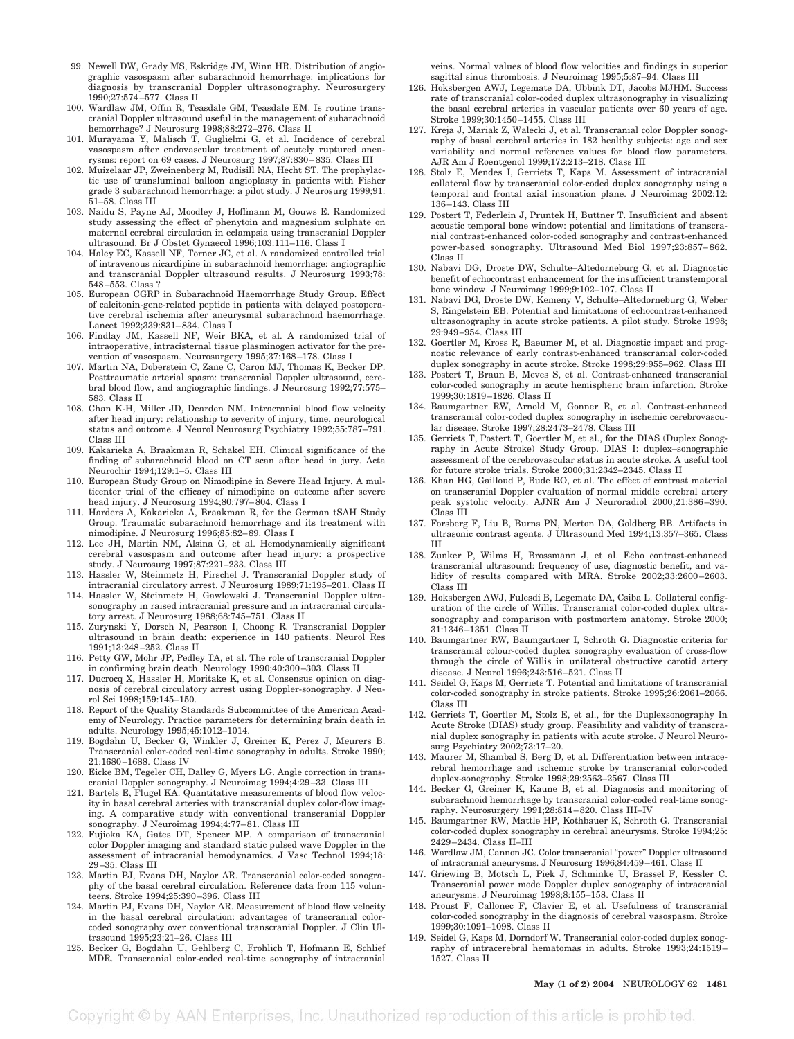99. Newell DW, Grady MS, Eskridge JM, Winn HR. Distribution of angiographic vasospasm after subarachnoid hemorrhage: implications for diagnosis by transcranial Doppler ultrasonography. Neurosurgery 1990;27:574–577. Class II
100. Wardlaw JM, Offin R, Teasdale GM, Teasdale EM. Is routine transcranial Doppler ultrasound useful in the management of subarachnoid hemorrhage? J Neurosurg 1998;88:272–276. Class II
101. Murayama Y, Malisch T, Guglielmi G, et al. Incidence of cerebral vasospasm after endovascular treatment of acutely ruptured aneurysms: report on 69 cases. J Neurosurg 1997;87:830–835. Class III
102. Muizelaar JP, Zweinenberg M, Rudisill NA, Hecht ST. The prophylactic use of transluminal balloon angioplasty in patients with Fisher grade 3 subarachnoid hemorrhage: a pilot study. J Neurosurg 1999;91:51–58. Class III
103. Naidu S, Payne AJ, Moodley J, Hoffmann M, Gouws E. Randomized study assessing the effect of phenytoin and magnesium sulphate on maternal cerebral circulation in eclampsia using transcranial Doppler ultrasound. Br J Obstet Gynaecol 1996;103:111–116. Class I
104. Haley EC, Kassell NF, Torner JC, et al. A randomized controlled trial of intravenous nicardipine in subarachnoid hemorrhage: angiographic and transcranial Doppler ultrasound results. J Neurosurg 1993;78:548–553. Class ?
105. European CGRP in Subarachnoid Haemorrhage Study Group. Effect of calcitonin-gene-related peptide in patients with delayed postoperative cerebral ischemia after aneurysmal subarachnoid haemorrhage. Lancet 1992;339:831–834. Class I
106. Findlay JM, Kassell NF, Weir BKA, et al. A randomized trial of intraoperative, intracisternal tissue plasminogen activator for the prevention of vasospasm. Neurosurgery 1995;37:168–178. Class I
107. Martin NA, Doberstein C, Zane C, Caron MJ, Thomas K, Becker DP. Posttraumatic arterial spasm: transcranial Doppler ultrasound, cerebral blood flow, and angiographic findings. J Neurosurg 1992;77:575–583. Class II
108. Chan K-H, Miller JD, Dearden NM. Intracranial blood flow velocity after head injury: relationship to severity of injury, time, neurological status and outcome. J Neurol Neurosurg Psychiatry 1992;55:787–791. Class III
109. Kakarieka A, Braakman R, Schakel EH. Clinical significance of the finding of subarachnoid blood on CT scan after head in jury. Acta Neurochir 1994;129:1–5. Class III
110. European Study Group on Nimodipine in Severe Head Injury. A multicenter trial of the efficacy of nimodipine on outcome after severe head injury. J Neurosurg 1994;80:797–804. Class I
111. Harders A, Kakarieka A, Braakman R, for the German tSAH Study Group. Traumatic subarachnoid hemorrhage and its treatment with nimodipine. J Neurosurg 1996;85:82–89. Class I
112. Lee JH, Martin NM, Alsina G, et al. Hemodynamically significant cerebral vasospasm and outcome after head injury: a prospective study. J Neurosurg 1997;87:221–233. Class III
113. Hassler W, Steinmetz H, Pirschel J. Transcranial Doppler study of intracranial circulatory arrest. J Neurosurg 1989;71:195–201. Class II
114. Hassler W, Steinmetz H, Gawlowski J. Transcranial Doppler ultrasonography in raised intracranial pressure and in intracranial circulatory arrest. J Neurosurg 1988;68:745–751. Class II
115. Zurynski Y, Dorsch N, Pearson I, Choong R. Transcranial Doppler ultrasound in brain death: experience in 140 patients. Neurol Res 1991;13:248–252. Class II
116. Petty GW, Mohr JP, Pedley TA, et al. The role of transcranial Doppler in confirming brain death. Neurology 1990;40:300–303. Class II
117. Ducrocq X, Hassler H, Moritake K, et al. Consensus opinion on diagnosis of cerebral circulatory arrest using Doppler-sonography. J Neurol Sci 1998;159:145–150.
118. Report of the Quality Standards Subcommittee of the American Academy of Neurology. Practice parameters for determining brain death in adults. Neurology 1995;45:1012–1014.
119. Bogdahn U, Becker G, Winkler J, Greiner K, Perez J, Meurers B. Transcranial color-coded real-time sonography in adults. Stroke 1990;21:1680–1688. Class IV
120. Eicke BM, Tegeler CH, Dalley G, Myers LG. Angle correction in transcranial Doppler sonography. J Neuroimag 1994;4:29–33. Class III
121. Bartels E, Flugel KA. Quantitative measurements of blood flow velocity in basal cerebral arteries with transcranial duplex color-flow imaging. A comparative study with conventional transcranial Doppler sonography. J Neuroimag 1994;4:77–81. Class III
122. Fujioka KA, Gates DT, Spencer MP. A comparison of transcranial color Doppler imaging and standard static pulsed wave Doppler in the assessment of intracranial hemodynamics. J Vasc Technol 1994;18:29–35. Class III
123. Martin PJ, Evans DH, Naylor AR. Transcranial color-coded sonography of the basal cerebral circulation. Reference data from 115 volunteers. Stroke 1994;25:390–396. Class III
124. Martin PJ, Evans DH, Naylor AR. Measurement of blood flow velocity in the basal cerebral circulation: advantages of transcranial color-coded sonography over conventional transcranial Doppler. J Clin Ultrasound 1995;23:21–26. Class III
125. Becker G, Bogdahn U, Gehlberg C, Frohlich T, Hofmann E, Schlief MDR. Transcranial color-coded real-time sonography of intracranial veins. Normal values of blood flow velocities and findings in superior sagittal sinus thrombosis. J Neuroimag 1995;5:87–94. Class III
126. Hoksbergen AWJ, Legemate DA, Ubbink DT, Jacobs MJHM. Success rate of transcranial color-coded duplex ultrasonography in visualizing the basal cerebral arteries in vascular patients over 60 years of age. Stroke 1999;30:1450–1455. Class III
127. Kreja J, Mariak Z, Walecki J, et al. Transcranial color Doppler sonography of basal cerebral arteries in 182 healthy subjects: age and sex variability and normal reference values for blood flow parameters. AJR Am J Roentgenol 1999;172:213–218. Class III
128. Stolz E, Mendes I, Gerriets T, Kaps M. Assessment of intracranial collateral flow by transcranial color-coded duplex sonography using a temporal and frontal axial insonation plane. J Neuroimag 2002:12: 136–143. Class III
129. Postert T, Federlein J, Pruntek H, Buttner T. Insufficient and absent acoustic temporal bone window: potential and limitations of transcranial contrast-enhanced color-coded sonography and contrast-enhanced power-based sonography. Ultrasound Med Biol 1997;23:857–862. Class II
130. Nabavi DG, Droste DW, Schulte–Altedorneburg G, et al. Diagnostic benefit of echocontrast enhancement for the insufficient transtemporal bone window. J Neuroimag 1999;9:102–107. Class II
131. Nabavi DG, Droste DW, Kemeny V, Schulte–Altedorneburg G, Weber S, Ringelstein EB. Potential and limitations of echocontrast-enhanced ultrasonography in acute stroke patients. A pilot study. Stroke 1998;29:949–954. Class III
132. Goertler M, Kross R, Baeumer M, et al. Diagnostic impact and prognostic relevance of early contrast-enhanced transcranial color-coded duplex sonography in acute stroke. Stroke 1998;29:955–962. Class III
133. Postert T, Braun B, Meves S, et al. Contrast-enhanced transcranial color-coded sonography in acute hemispheric brain infarction. Stroke 1999;30:1819–1826. Class II
134. Baumgartner RW, Arnold M, Gonner R, et al. Contrast-enhanced transcranial color-coded duplex sonography in ischemic cerebrovascular disease. Stroke 1997;28:2473–2478. Class III
135. Gerriets T, Postert T, Goertler M, et al., for the DIAS (Duplex Sonography in Acute Stroke) Study Group. DIAS I: duplex–sonographic assessment of the cerebrovascular status in acute stroke. A useful tool for future stroke trials. Stroke 2000;31:2342–2345. Class II
136. Khan HG, Gailloud P, Bude RO, et al. The effect of contrast material on transcranial Doppler evaluation of normal middle cerebral artery peak systolic velocity. AJNR Am J Neuroradiol 2000;21:386–390. Class III
137. Forsberg F, Liu B, Burns PN, Merton DA, Goldberg BB. Artifacts in ultrasonic contrast agents. J Ultrasound Med 1994;13:357–365. Class III
138. Zunker P, Wilms H, Brossmann J, et al. Echo contrast-enhanced transcranial ultrasound: frequency of use, diagnostic benefit, and validity of results compared with MRA. Stroke 2002;33:2600–2603. Class III
139. Hoksbergen AWJ, Fulesdi B, Legemate DA, Csiba L. Collateral configuration of the circle of Willis. Transcranial color-coded duplex ultrasonography and comparison with postmortem anatomy. Stroke 2000;31:1346–1351. Class II
140. Baumgartner RW, Baumgartner I, Schroth G. Diagnostic criteria for transcranial colour-coded duplex sonography evaluation of cross-flow through the circle of Willis in unilateral obstructive carotid artery disease. J Neurol 1996;243:516–521. Class II
141. Seidel G, Kaps M, Gerriets T. Potential and limitations of transcranial color-coded sonography in stroke patients. Stroke 1995;26:2061–2066. Class III
142. Gerriets T, Goertler M, Stolz E, et al., for the Duplexsonography In Acute Stroke (DIAS) study group. Feasibility and validity of transcranial duplex sonography in patients with acute stroke. J Neurol Neurosurg Psychiatry 2002;73:17–20.
143. Maurer M, Shambal S, Berg D, et al. Differentiation between intracerebral hemorrhage and ischemic stroke by transcranial color-coded duplex-sonography. Stroke 1998;29:2563–2567. Class III
144. Becker G, Greiner K, Kaune B, et al. Diagnosis and monitoring of subarachnoid hemorrhage by transcranial color-coded real-time sonography. Neurosurgery 1991;28:814–820. Class III–IV
145. Baumgartner RW, Mattle HP, Kothbauer K, Schroth G. Transcranial color-coded duplex sonography in cerebral aneurysms. Stroke 1994;25:2429–2434. Class II–III
146. Wardlaw JM, Cannon JC. Color transcranial "power" Doppler ultrasound of intracranial aneurysms. J Neurosurg 1996;84:459–461. Class II
147. Griewing B, Motsch L, Piek J, Schminke U, Brassel F, Kessler C. Transcranial power mode Doppler duplex sonography of intracranial aneurysms. J Neuroimag 1998;8:155–158. Class II
148. Proust F, Callonec F, Clavier E, et al. Usefulness of transcranial color-coded sonography in the diagnosis of cerebral vasospasm. Stroke 1999;30:1091–1098. Class II
149. Seidel G, Kaps M, Dorndorf W. Transcranial color-coded duplex sonography of intracerebral hematomas in adults. Stroke 1993;24:1519–1527. Class II

Copyright © by AAN Enterprises, Inc. Unauthorized reproduction of this article is prohibited.